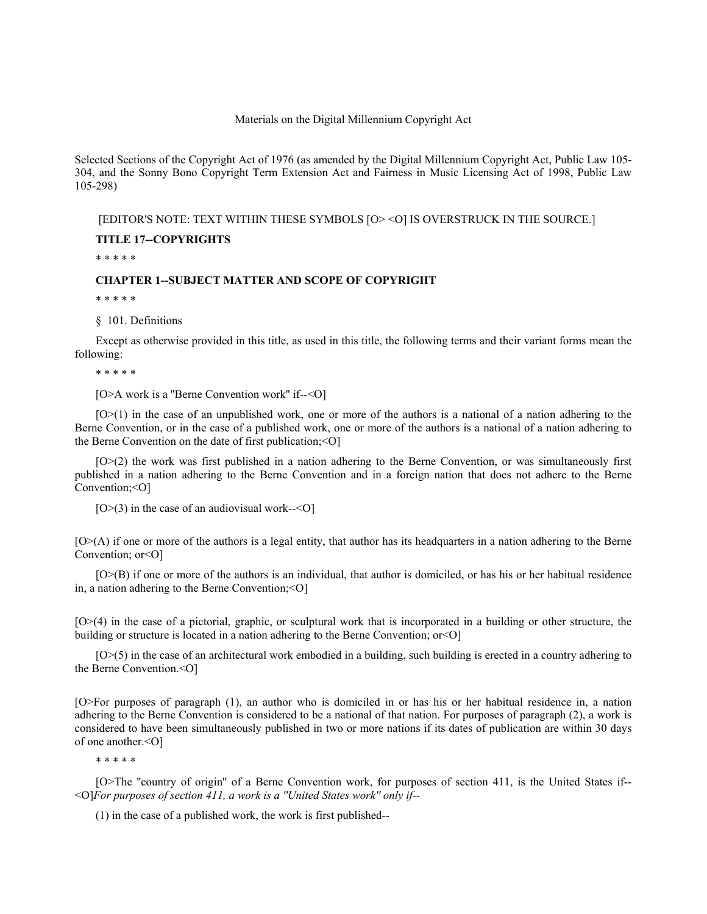Materials on the Digital Millennium Copyright Act

Selected Sections of the Copyright Act of 1976 (as amended by the Digital Millennium Copyright Act, Public Law 105-304, and the Sonny Bono Copyright Term Extension Act and Fairness in Music Licensing Act of 1998, Public Law 105-298)

[EDITOR'S NOTE: TEXT WITHIN THESE SYMBOLS [O> <O] IS OVERSTRUCK IN THE SOURCE.]

**TITLE 17--COPYRIGHTS**

* * * * *

**CHAPTER 1--SUBJECT MATTER AND SCOPE OF COPYRIGHT**

* * * * *

§ 101. Definitions

Except as otherwise provided in this title, as used in this title, the following terms and their variant forms mean the following:

* * * * *

[O>A work is a "Berne Convention work" if--<O]

[O>(1) in the case of an unpublished work, one or more of the authors is a national of a nation adhering to the Berne Convention, or in the case of a published work, one or more of the authors is a national of a nation adhering to the Berne Convention on the date of first publication;<O]

[O>(2) the work was first published in a nation adhering to the Berne Convention, or was simultaneously first published in a nation adhering to the Berne Convention and in a foreign nation that does not adhere to the Berne Convention;<O]

[O>(3) in the case of an audiovisual work--<O]

[O>(A) if one or more of the authors is a legal entity, that author has its headquarters in a nation adhering to the Berne Convention; or<O]

[O>(B) if one or more of the authors is an individual, that author is domiciled, or has his or her habitual residence in, a nation adhering to the Berne Convention;<O]

[O>(4) in the case of a pictorial, graphic, or sculptural work that is incorporated in a building or other structure, the building or structure is located in a nation adhering to the Berne Convention; or<O]

[O>(5) in the case of an architectural work embodied in a building, such building is erected in a country adhering to the Berne Convention.<O]

[O>For purposes of paragraph (1), an author who is domiciled in or has his or her habitual residence in, a nation adhering to the Berne Convention is considered to be a national of that nation. For purposes of paragraph (2), a work is considered to have been simultaneously published in two or more nations if its dates of publication are within 30 days of one another.<O]

* * * * *

[O>The "country of origin" of a Berne Convention work, for purposes of section 411, is the United States if--<O]*For purposes of section 411, a work is a "United States work" only if--*

(1) in the case of a published work, the work is first published--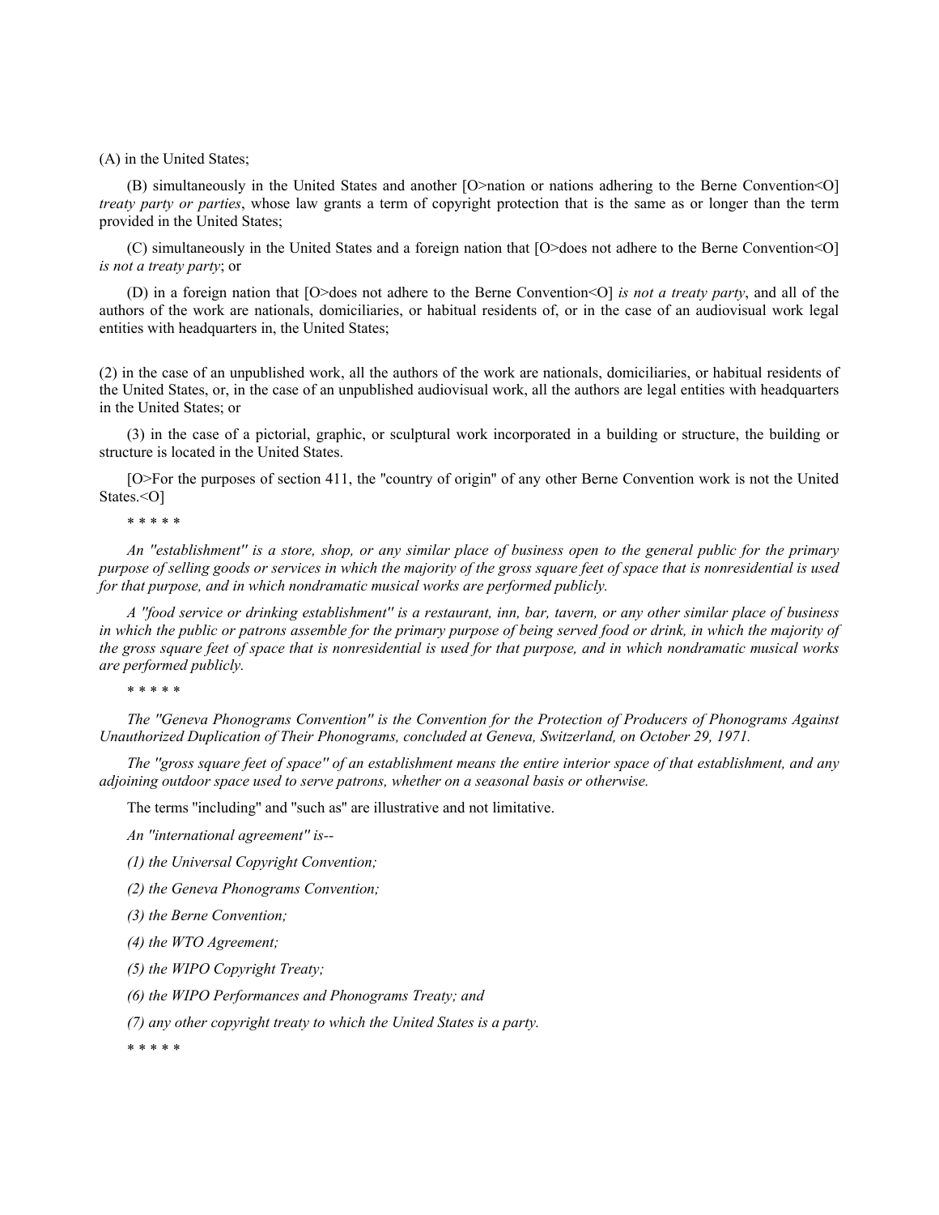(A) in the United States;

(B) simultaneously in the United States and another [O>nation or nations adhering to the Berne Convention<O] *treaty party or parties*, whose law grants a term of copyright protection that is the same as or longer than the term provided in the United States;

(C) simultaneously in the United States and a foreign nation that [O>does not adhere to the Berne Convention<O] *is not a treaty party*; or

(D) in a foreign nation that [O>does not adhere to the Berne Convention<O] *is not a treaty party*, and all of the authors of the work are nationals, domiciliaries, or habitual residents of, or in the case of an audiovisual work legal entities with headquarters in, the United States;

(2) in the case of an unpublished work, all the authors of the work are nationals, domiciliaries, or habitual residents of the United States, or, in the case of an unpublished audiovisual work, all the authors are legal entities with headquarters in the United States; or

(3) in the case of a pictorial, graphic, or sculptural work incorporated in a building or structure, the building or structure is located in the United States.

[O>For the purposes of section 411, the "country of origin" of any other Berne Convention work is not the United States.<O]

* * * * *

*An "establishment" is a store, shop, or any similar place of business open to the general public for the primary purpose of selling goods or services in which the majority of the gross square feet of space that is nonresidential is used for that purpose, and in which nondramatic musical works are performed publicly.*

*A "food service or drinking establishment" is a restaurant, inn, bar, tavern, or any other similar place of business in which the public or patrons assemble for the primary purpose of being served food or drink, in which the majority of the gross square feet of space that is nonresidential is used for that purpose, and in which nondramatic musical works are performed publicly.*

* * * * *

*The "Geneva Phonograms Convention" is the Convention for the Protection of Producers of Phonograms Against Unauthorized Duplication of Their Phonograms, concluded at Geneva, Switzerland, on October 29, 1971.*

*The "gross square feet of space" of an establishment means the entire interior space of that establishment, and any adjoining outdoor space used to serve patrons, whether on a seasonal basis or otherwise.*

The terms "including" and "such as" are illustrative and not limitative.

*An "international agreement" is--*

*(1) the Universal Copyright Convention;*

*(2) the Geneva Phonograms Convention;*

*(3) the Berne Convention;*

*(4) the WTO Agreement;*

*(5) the WIPO Copyright Treaty;*

*(6) the WIPO Performances and Phonograms Treaty; and*

*(7) any other copyright treaty to which the United States is a party.*

* * * * *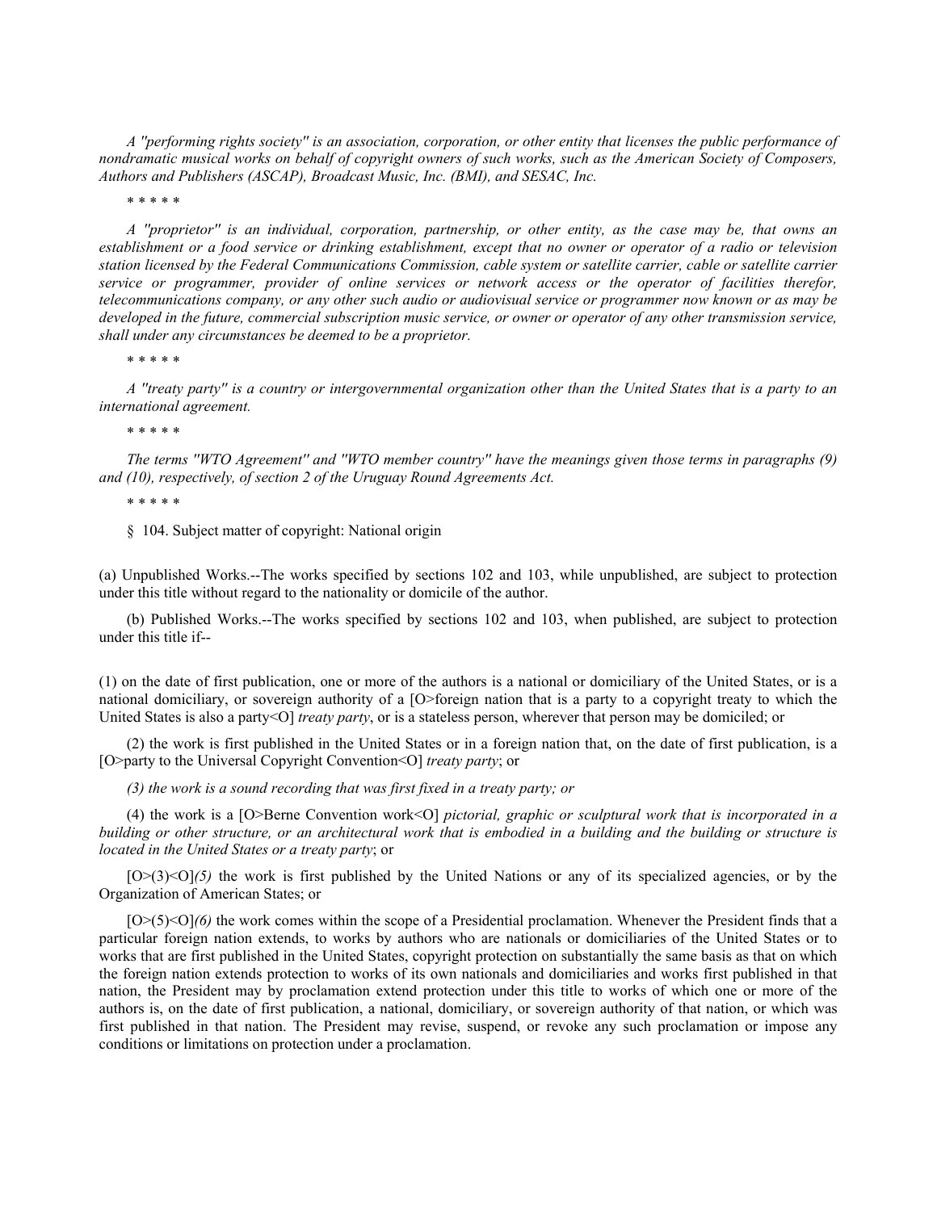*A "performing rights society" is an association, corporation, or other entity that licenses the public performance of nondramatic musical works on behalf of copyright owners of such works, such as the American Society of Composers, Authors and Publishers (ASCAP), Broadcast Music, Inc. (BMI), and SESAC, Inc.*

\* \* \* \* \*

*A "proprietor" is an individual, corporation, partnership, or other entity, as the case may be, that owns an establishment or a food service or drinking establishment, except that no owner or operator of a radio or television station licensed by the Federal Communications Commission, cable system or satellite carrier, cable or satellite carrier service or programmer, provider of online services or network access or the operator of facilities therefor, telecommunications company, or any other such audio or audiovisual service or programmer now known or as may be developed in the future, commercial subscription music service, or owner or operator of any other transmission service, shall under any circumstances be deemed to be a proprietor.*

\* \* \* \* \*

*A "treaty party" is a country or intergovernmental organization other than the United States that is a party to an international agreement.*

\* \* \* \* \*

*The terms "WTO Agreement" and "WTO member country" have the meanings given those terms in paragraphs (9) and (10), respectively, of section 2 of the Uruguay Round Agreements Act.*

\* \* \* \* \*

§ 104. Subject matter of copyright: National origin

(a) Unpublished Works.--The works specified by sections 102 and 103, while unpublished, are subject to protection under this title without regard to the nationality or domicile of the author.

(b) Published Works.--The works specified by sections 102 and 103, when published, are subject to protection under this title if--

(1) on the date of first publication, one or more of the authors is a national or domiciliary of the United States, or is a national domiciliary, or sovereign authority of a [O>foreign nation that is a party to a copyright treaty to which the United States is also a party<O] *treaty party*, or is a stateless person, wherever that person may be domiciled; or

(2) the work is first published in the United States or in a foreign nation that, on the date of first publication, is a [O>party to the Universal Copyright Convention<O] *treaty party*; or

*(3) the work is a sound recording that was first fixed in a treaty party; or*

(4) the work is a [O>Berne Convention work<O] *pictorial, graphic or sculptural work that is incorporated in a building or other structure, or an architectural work that is embodied in a building and the building or structure is located in the United States or a treaty party*; or

[O>(3)<O]*(5)* the work is first published by the United Nations or any of its specialized agencies, or by the Organization of American States; or

[O>(5)<O]*(6)* the work comes within the scope of a Presidential proclamation. Whenever the President finds that a particular foreign nation extends, to works by authors who are nationals or domiciliaries of the United States or to works that are first published in the United States, copyright protection on substantially the same basis as that on which the foreign nation extends protection to works of its own nationals and domiciliaries and works first published in that nation, the President may by proclamation extend protection under this title to works of which one or more of the authors is, on the date of first publication, a national, domiciliary, or sovereign authority of that nation, or which was first published in that nation. The President may revise, suspend, or revoke any such proclamation or impose any conditions or limitations on protection under a proclamation.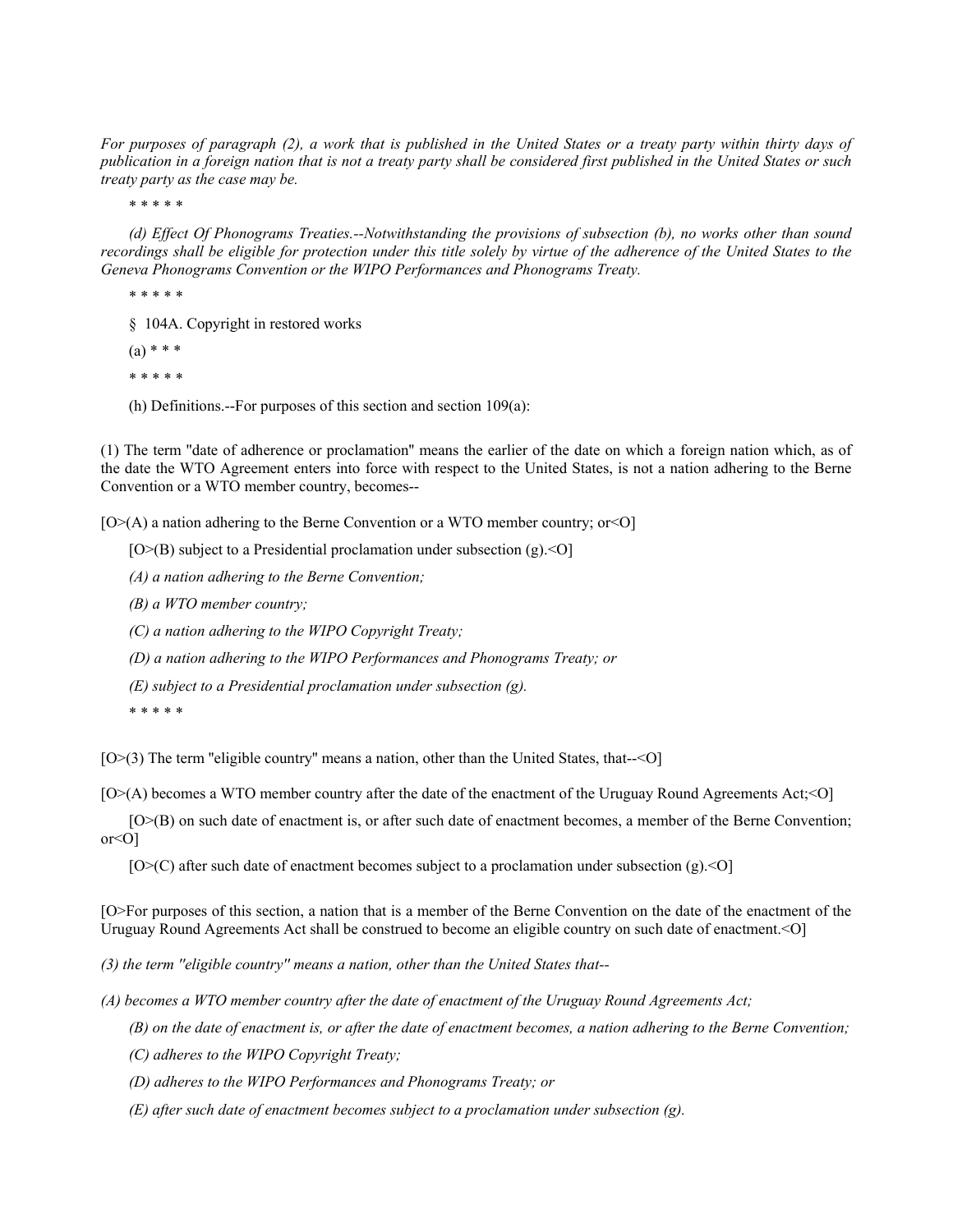*For purposes of paragraph (2), a work that is published in the United States or a treaty party within thirty days of publication in a foreign nation that is not a treaty party shall be considered first published in the United States or such treaty party as the case may be.*

\* \* \* \* \*

*(d) Effect Of Phonograms Treaties.--Notwithstanding the provisions of subsection (b), no works other than sound recordings shall be eligible for protection under this title solely by virtue of the adherence of the United States to the Geneva Phonograms Convention or the WIPO Performances and Phonograms Treaty.*

\* \* \* \* \*

§ 104A. Copyright in restored works

(a) \* \* \*

\* \* \* \* \*

(h) Definitions.--For purposes of this section and section 109(a):

(1) The term "date of adherence or proclamation" means the earlier of the date on which a foreign nation which, as of the date the WTO Agreement enters into force with respect to the United States, is not a nation adhering to the Berne Convention or a WTO member country, becomes--

[O>(A) a nation adhering to the Berne Convention or a WTO member country; or<O]

[O>(B) subject to a Presidential proclamation under subsection (g).<O]

*(A) a nation adhering to the Berne Convention;*

*(B) a WTO member country;*

*(C) a nation adhering to the WIPO Copyright Treaty;*

*(D) a nation adhering to the WIPO Performances and Phonograms Treaty; or*

*(E) subject to a Presidential proclamation under subsection (g).*

\* \* \* \* \*

[O>(3) The term "eligible country" means a nation, other than the United States, that--<O]

[O>(A) becomes a WTO member country after the date of the enactment of the Uruguay Round Agreements Act;<O]

[O>(B) on such date of enactment is, or after such date of enactment becomes, a member of the Berne Convention; or<O]

[O>(C) after such date of enactment becomes subject to a proclamation under subsection (g).<O]

[O>For purposes of this section, a nation that is a member of the Berne Convention on the date of the enactment of the Uruguay Round Agreements Act shall be construed to become an eligible country on such date of enactment.<O]

*(3) the term "eligible country" means a nation, other than the United States that--*

*(A) becomes a WTO member country after the date of enactment of the Uruguay Round Agreements Act;*

*(B) on the date of enactment is, or after the date of enactment becomes, a nation adhering to the Berne Convention;*

*(C) adheres to the WIPO Copyright Treaty;*

*(D) adheres to the WIPO Performances and Phonograms Treaty; or*

*(E) after such date of enactment becomes subject to a proclamation under subsection (g).*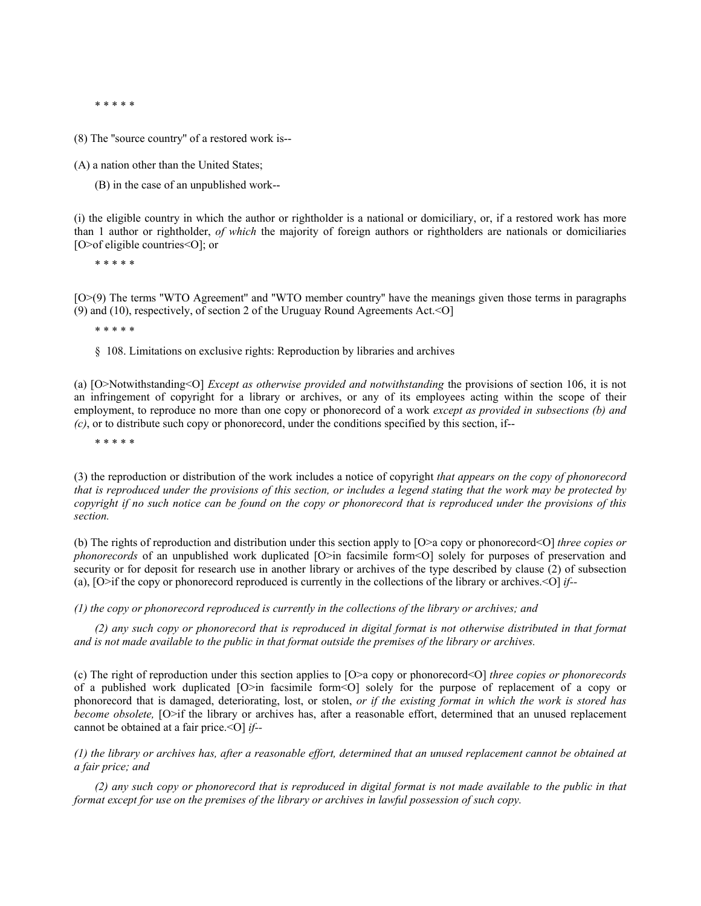\* \* \* \* \*

(8) The "source country" of a restored work is--

(A) a nation other than the United States;

(B) in the case of an unpublished work--

(i) the eligible country in which the author or rightholder is a national or domiciliary, or, if a restored work has more than 1 author or rightholder, *of which* the majority of foreign authors or rightholders are nationals or domiciliaries [O>of eligible countries<O]; or

\* \* \* \* \*

[O>(9) The terms "WTO Agreement" and "WTO member country" have the meanings given those terms in paragraphs (9) and (10), respectively, of section 2 of the Uruguay Round Agreements Act.<O]

\* \* \* \* \*

§ 108. Limitations on exclusive rights: Reproduction by libraries and archives

(a) [O>Notwithstanding<O] *Except as otherwise provided and notwithstanding* the provisions of section 106, it is not an infringement of copyright for a library or archives, or any of its employees acting within the scope of their employment, to reproduce no more than one copy or phonorecord of a work *except as provided in subsections (b) and (c)*, or to distribute such copy or phonorecord, under the conditions specified by this section, if--

\* \* \* \* \*

(3) the reproduction or distribution of the work includes a notice of copyright *that appears on the copy of phonorecord that is reproduced under the provisions of this section, or includes a legend stating that the work may be protected by copyright if no such notice can be found on the copy or phonorecord that is reproduced under the provisions of this section.*

(b) The rights of reproduction and distribution under this section apply to [O>a copy or phonorecord<O] *three copies or phonorecords* of an unpublished work duplicated [O>in facsimile form<O] solely for purposes of preservation and security or for deposit for research use in another library or archives of the type described by clause (2) of subsection (a), [O>if the copy or phonorecord reproduced is currently in the collections of the library or archives.<O] *if--*

*(1) the copy or phonorecord reproduced is currently in the collections of the library or archives; and*

*(2) any such copy or phonorecord that is reproduced in digital format is not otherwise distributed in that format and is not made available to the public in that format outside the premises of the library or archives.*

(c) The right of reproduction under this section applies to [O>a copy or phonorecord<O] *three copies or phonorecords* of a published work duplicated [O>in facsimile form<O] solely for the purpose of replacement of a copy or phonorecord that is damaged, deteriorating, lost, or stolen, *or if the existing format in which the work is stored has become obsolete,* [O>if the library or archives has, after a reasonable effort, determined that an unused replacement cannot be obtained at a fair price.<O] *if--*

*(1) the library or archives has, after a reasonable effort, determined that an unused replacement cannot be obtained at a fair price; and*

*(2) any such copy or phonorecord that is reproduced in digital format is not made available to the public in that format except for use on the premises of the library or archives in lawful possession of such copy.*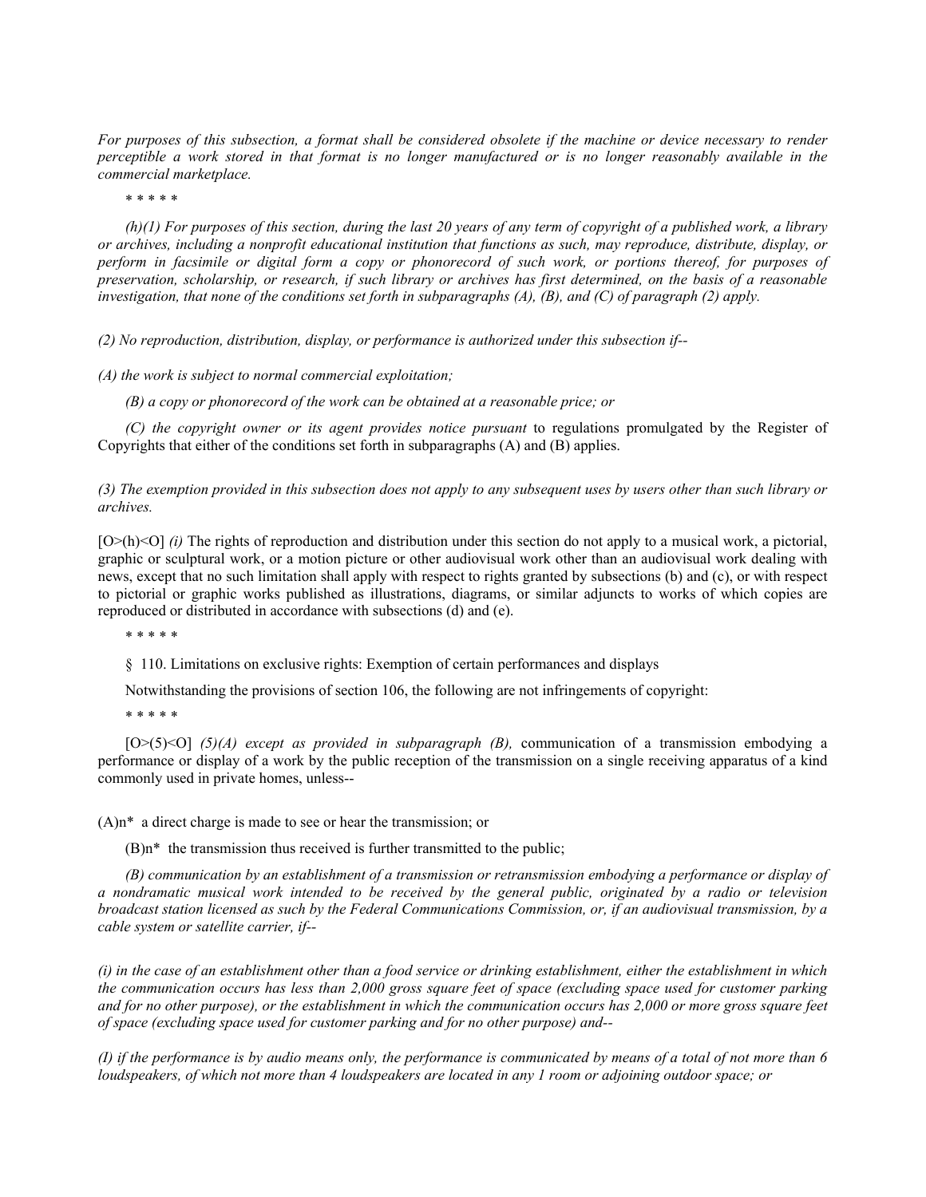*For purposes of this subsection, a format shall be considered obsolete if the machine or device necessary to render perceptible a work stored in that format is no longer manufactured or is no longer reasonably available in the commercial marketplace.*

* * * * *

*(h)(1) For purposes of this section, during the last 20 years of any term of copyright of a published work, a library or archives, including a nonprofit educational institution that functions as such, may reproduce, distribute, display, or perform in facsimile or digital form a copy or phonorecord of such work, or portions thereof, for purposes of preservation, scholarship, or research, if such library or archives has first determined, on the basis of a reasonable investigation, that none of the conditions set forth in subparagraphs (A), (B), and (C) of paragraph (2) apply.*

*(2) No reproduction, distribution, display, or performance is authorized under this subsection if--*

*(A) the work is subject to normal commercial exploitation;*

*(B) a copy or phonorecord of the work can be obtained at a reasonable price; or*

*(C) the copyright owner or its agent provides notice pursuant* to regulations promulgated by the Register of Copyrights that either of the conditions set forth in subparagraphs (A) and (B) applies.

*(3) The exemption provided in this subsection does not apply to any subsequent uses by users other than such library or archives.*

[O>(h)<O] *(i)* The rights of reproduction and distribution under this section do not apply to a musical work, a pictorial, graphic or sculptural work, or a motion picture or other audiovisual work other than an audiovisual work dealing with news, except that no such limitation shall apply with respect to rights granted by subsections (b) and (c), or with respect to pictorial or graphic works published as illustrations, diagrams, or similar adjuncts to works of which copies are reproduced or distributed in accordance with subsections (d) and (e).

* * * * *

§ 110. Limitations on exclusive rights: Exemption of certain performances and displays

Notwithstanding the provisions of section 106, the following are not infringements of copyright:

* * * * *

[O>(5)<O] *(5)(A) except as provided in subparagraph (B),* communication of a transmission embodying a performance or display of a work by the public reception of the transmission on a single receiving apparatus of a kind commonly used in private homes, unless--

(A)n* a direct charge is made to see or hear the transmission; or

(B)n* the transmission thus received is further transmitted to the public;

*(B) communication by an establishment of a transmission or retransmission embodying a performance or display of a nondramatic musical work intended to be received by the general public, originated by a radio or television broadcast station licensed as such by the Federal Communications Commission, or, if an audiovisual transmission, by a cable system or satellite carrier, if--*

*(i) in the case of an establishment other than a food service or drinking establishment, either the establishment in which the communication occurs has less than 2,000 gross square feet of space (excluding space used for customer parking and for no other purpose), or the establishment in which the communication occurs has 2,000 or more gross square feet of space (excluding space used for customer parking and for no other purpose) and--*

*(I) if the performance is by audio means only, the performance is communicated by means of a total of not more than 6 loudspeakers, of which not more than 4 loudspeakers are located in any 1 room or adjoining outdoor space; or*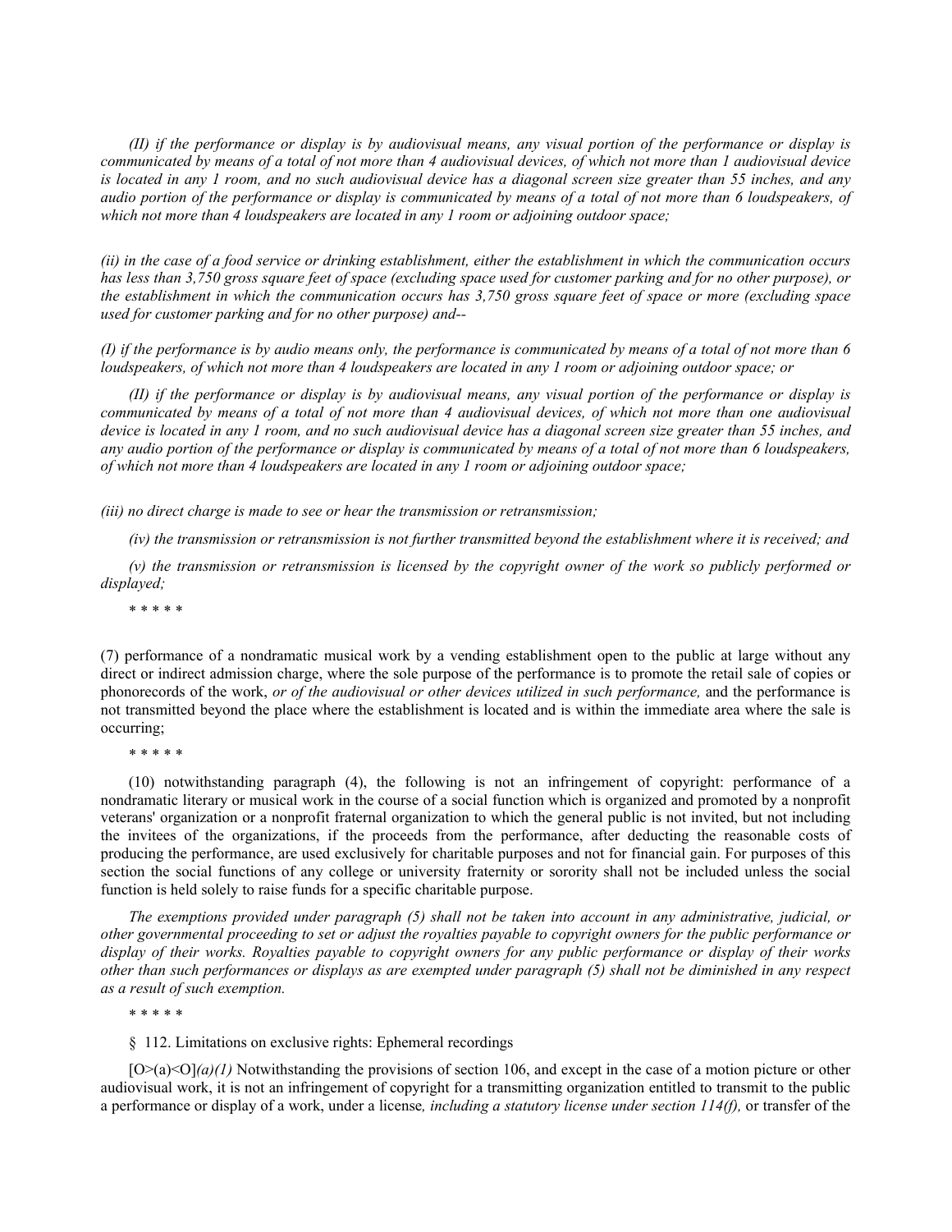*(II) if the performance or display is by audiovisual means, any visual portion of the performance or display is communicated by means of a total of not more than 4 audiovisual devices, of which not more than 1 audiovisual device is located in any 1 room, and no such audiovisual device has a diagonal screen size greater than 55 inches, and any audio portion of the performance or display is communicated by means of a total of not more than 6 loudspeakers, of which not more than 4 loudspeakers are located in any 1 room or adjoining outdoor space;*

*(ii) in the case of a food service or drinking establishment, either the establishment in which the communication occurs has less than 3,750 gross square feet of space (excluding space used for customer parking and for no other purpose), or the establishment in which the communication occurs has 3,750 gross square feet of space or more (excluding space used for customer parking and for no other purpose) and--*

*(I) if the performance is by audio means only, the performance is communicated by means of a total of not more than 6 loudspeakers, of which not more than 4 loudspeakers are located in any 1 room or adjoining outdoor space; or*

*(II) if the performance or display is by audiovisual means, any visual portion of the performance or display is communicated by means of a total of not more than 4 audiovisual devices, of which not more than one audiovisual device is located in any 1 room, and no such audiovisual device has a diagonal screen size greater than 55 inches, and any audio portion of the performance or display is communicated by means of a total of not more than 6 loudspeakers, of which not more than 4 loudspeakers are located in any 1 room or adjoining outdoor space;*

*(iii) no direct charge is made to see or hear the transmission or retransmission;*

*(iv) the transmission or retransmission is not further transmitted beyond the establishment where it is received; and*

*(v) the transmission or retransmission is licensed by the copyright owner of the work so publicly performed or displayed;*

\* \* \* \* \*

(7) performance of a nondramatic musical work by a vending establishment open to the public at large without any direct or indirect admission charge, where the sole purpose of the performance is to promote the retail sale of copies or phonorecords of the work, *or of the audiovisual or other devices utilized in such performance,* and the performance is not transmitted beyond the place where the establishment is located and is within the immediate area where the sale is occurring;

\* \* \* \* \*

(10) notwithstanding paragraph (4), the following is not an infringement of copyright: performance of a nondramatic literary or musical work in the course of a social function which is organized and promoted by a nonprofit veterans' organization or a nonprofit fraternal organization to which the general public is not invited, but not including the invitees of the organizations, if the proceeds from the performance, after deducting the reasonable costs of producing the performance, are used exclusively for charitable purposes and not for financial gain. For purposes of this section the social functions of any college or university fraternity or sorority shall not be included unless the social function is held solely to raise funds for a specific charitable purpose.

*The exemptions provided under paragraph (5) shall not be taken into account in any administrative, judicial, or other governmental proceeding to set or adjust the royalties payable to copyright owners for the public performance or display of their works. Royalties payable to copyright owners for any public performance or display of their works other than such performances or displays as are exempted under paragraph (5) shall not be diminished in any respect as a result of such exemption.*

\* \* \* \* \*

§ 112. Limitations on exclusive rights: Ephemeral recordings

[O>(a)<O]*(a)(1)* Notwithstanding the provisions of section 106, and except in the case of a motion picture or other audiovisual work, it is not an infringement of copyright for a transmitting organization entitled to transmit to the public a performance or display of a work, under a license*, including a statutory license under section 114(f),* or transfer of the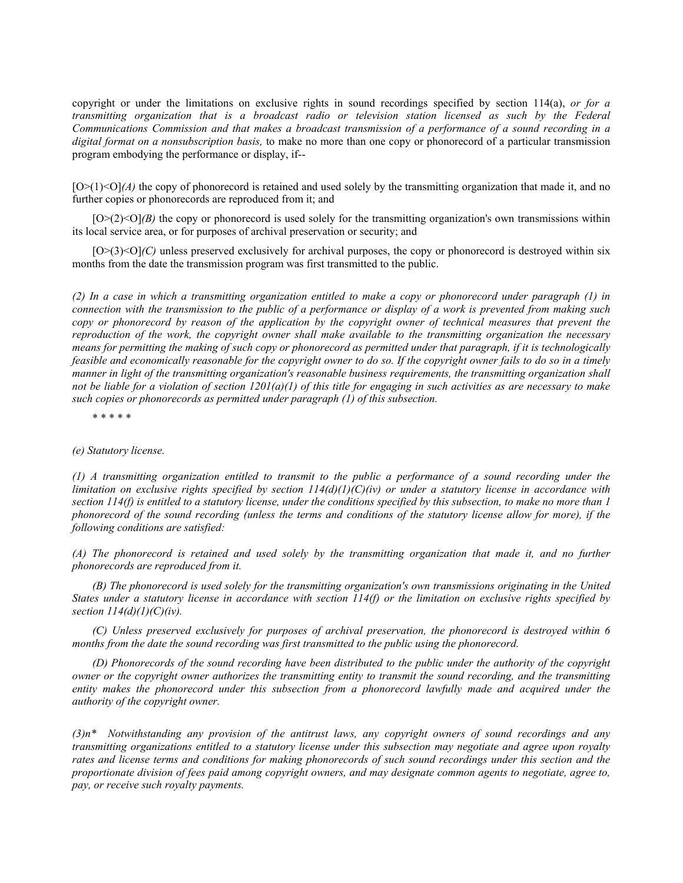copyright or under the limitations on exclusive rights in sound recordings specified by section 114(a), *or for a transmitting organization that is a broadcast radio or television station licensed as such by the Federal Communications Commission and that makes a broadcast transmission of a performance of a sound recording in a digital format on a nonsubscription basis,* to make no more than one copy or phonorecord of a particular transmission program embodying the performance or display, if--

[O>(1)<O]*(A)* the copy of phonorecord is retained and used solely by the transmitting organization that made it, and no further copies or phonorecords are reproduced from it; and

[O>(2)<O]*(B)* the copy or phonorecord is used solely for the transmitting organization's own transmissions within its local service area, or for purposes of archival preservation or security; and

[O>(3)<O]*(C)* unless preserved exclusively for archival purposes, the copy or phonorecord is destroyed within six months from the date the transmission program was first transmitted to the public.

*(2) In a case in which a transmitting organization entitled to make a copy or phonorecord under paragraph (1) in connection with the transmission to the public of a performance or display of a work is prevented from making such copy or phonorecord by reason of the application by the copyright owner of technical measures that prevent the reproduction of the work, the copyright owner shall make available to the transmitting organization the necessary means for permitting the making of such copy or phonorecord as permitted under that paragraph, if it is technologically feasible and economically reasonable for the copyright owner to do so. If the copyright owner fails to do so in a timely manner in light of the transmitting organization's reasonable business requirements, the transmitting organization shall not be liable for a violation of section 1201(a)(1) of this title for engaging in such activities as are necessary to make such copies or phonorecords as permitted under paragraph (1) of this subsection.*

\* \* \* \* \*

*(e) Statutory license.*

*(1) A transmitting organization entitled to transmit to the public a performance of a sound recording under the limitation on exclusive rights specified by section 114(d)(1)(C)(iv) or under a statutory license in accordance with section 114(f) is entitled to a statutory license, under the conditions specified by this subsection, to make no more than 1 phonorecord of the sound recording (unless the terms and conditions of the statutory license allow for more), if the following conditions are satisfied:*

*(A) The phonorecord is retained and used solely by the transmitting organization that made it, and no further phonorecords are reproduced from it.*

*(B) The phonorecord is used solely for the transmitting organization's own transmissions originating in the United States under a statutory license in accordance with section 114(f) or the limitation on exclusive rights specified by section 114(d)(1)(C)(iv).*

*(C) Unless preserved exclusively for purposes of archival preservation, the phonorecord is destroyed within 6 months from the date the sound recording was first transmitted to the public using the phonorecord.*

*(D) Phonorecords of the sound recording have been distributed to the public under the authority of the copyright owner or the copyright owner authorizes the transmitting entity to transmit the sound recording, and the transmitting entity makes the phonorecord under this subsection from a phonorecord lawfully made and acquired under the authority of the copyright owner.*

*(3)n\* Notwithstanding any provision of the antitrust laws, any copyright owners of sound recordings and any transmitting organizations entitled to a statutory license under this subsection may negotiate and agree upon royalty rates and license terms and conditions for making phonorecords of such sound recordings under this section and the proportionate division of fees paid among copyright owners, and may designate common agents to negotiate, agree to, pay, or receive such royalty payments.*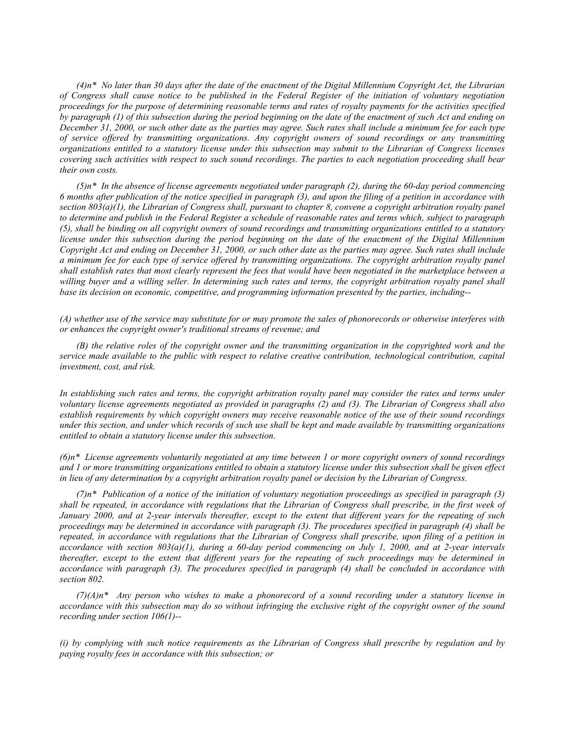*(4)n* No later than 30 days after the date of the enactment of the Digital Millennium Copyright Act, the Librarian of Congress shall cause notice to be published in the Federal Register of the initiation of voluntary negotiation proceedings for the purpose of determining reasonable terms and rates of royalty payments for the activities specified by paragraph (1) of this subsection during the period beginning on the date of the enactment of such Act and ending on December 31, 2000, or such other date as the parties may agree. Such rates shall include a minimum fee for each type of service offered by transmitting organizations. Any copyright owners of sound recordings or any transmitting organizations entitled to a statutory license under this subsection may submit to the Librarian of Congress licenses covering such activities with respect to such sound recordings. The parties to each negotiation proceeding shall bear their own costs.*

*(5)n* In the absence of license agreements negotiated under paragraph (2), during the 60-day period commencing 6 months after publication of the notice specified in paragraph (3), and upon the filing of a petition in accordance with section 803(a)(1), the Librarian of Congress shall, pursuant to chapter 8, convene a copyright arbitration royalty panel to determine and publish in the Federal Register a schedule of reasonable rates and terms which, subject to paragraph (5), shall be binding on all copyright owners of sound recordings and transmitting organizations entitled to a statutory license under this subsection during the period beginning on the date of the enactment of the Digital Millennium Copyright Act and ending on December 31, 2000, or such other date as the parties may agree. Such rates shall include a minimum fee for each type of service offered by transmitting organizations. The copyright arbitration royalty panel shall establish rates that most clearly represent the fees that would have been negotiated in the marketplace between a willing buyer and a willing seller. In determining such rates and terms, the copyright arbitration royalty panel shall base its decision on economic, competitive, and programming information presented by the parties, including--*

*(A) whether use of the service may substitute for or may promote the sales of phonorecords or otherwise interferes with or enhances the copyright owner's traditional streams of revenue; and*

*(B) the relative roles of the copyright owner and the transmitting organization in the copyrighted work and the service made available to the public with respect to relative creative contribution, technological contribution, capital investment, cost, and risk.*

*In establishing such rates and terms, the copyright arbitration royalty panel may consider the rates and terms under voluntary license agreements negotiated as provided in paragraphs (2) and (3). The Librarian of Congress shall also establish requirements by which copyright owners may receive reasonable notice of the use of their sound recordings under this section, and under which records of such use shall be kept and made available by transmitting organizations entitled to obtain a statutory license under this subsection.*

*(6)n* License agreements voluntarily negotiated at any time between 1 or more copyright owners of sound recordings and 1 or more transmitting organizations entitled to obtain a statutory license under this subsection shall be given effect in lieu of any determination by a copyright arbitration royalty panel or decision by the Librarian of Congress.*

*(7)n* Publication of a notice of the initiation of voluntary negotiation proceedings as specified in paragraph (3) shall be repeated, in accordance with regulations that the Librarian of Congress shall prescribe, in the first week of January 2000, and at 2-year intervals thereafter, except to the extent that different years for the repeating of such proceedings may be determined in accordance with paragraph (3). The procedures specified in paragraph (4) shall be repeated, in accordance with regulations that the Librarian of Congress shall prescribe, upon filing of a petition in accordance with section 803(a)(1), during a 60-day period commencing on July 1, 2000, and at 2-year intervals thereafter, except to the extent that different years for the repeating of such proceedings may be determined in accordance with paragraph (3). The procedures specified in paragraph (4) shall be concluded in accordance with section 802.*

*(7)(A)n* Any person who wishes to make a phonorecord of a sound recording under a statutory license in accordance with this subsection may do so without infringing the exclusive right of the copyright owner of the sound recording under section 106(1)--*

*(i) by complying with such notice requirements as the Librarian of Congress shall prescribe by regulation and by paying royalty fees in accordance with this subsection; or*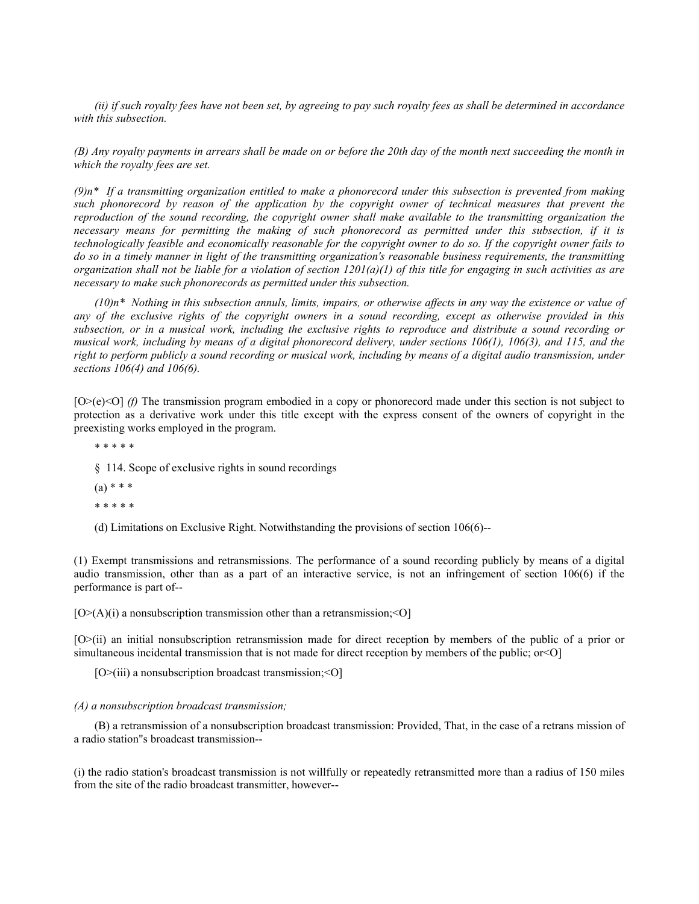*(ii) if such royalty fees have not been set, by agreeing to pay such royalty fees as shall be determined in accordance with this subsection.*

*(B) Any royalty payments in arrears shall be made on or before the 20th day of the month next succeeding the month in which the royalty fees are set.*

*(9)n\* If a transmitting organization entitled to make a phonorecord under this subsection is prevented from making such phonorecord by reason of the application by the copyright owner of technical measures that prevent the reproduction of the sound recording, the copyright owner shall make available to the transmitting organization the necessary means for permitting the making of such phonorecord as permitted under this subsection, if it is technologically feasible and economically reasonable for the copyright owner to do so. If the copyright owner fails to do so in a timely manner in light of the transmitting organization's reasonable business requirements, the transmitting organization shall not be liable for a violation of section 1201(a)(1) of this title for engaging in such activities as are necessary to make such phonorecords as permitted under this subsection.*

*(10)n\* Nothing in this subsection annuls, limits, impairs, or otherwise affects in any way the existence or value of any of the exclusive rights of the copyright owners in a sound recording, except as otherwise provided in this subsection, or in a musical work, including the exclusive rights to reproduce and distribute a sound recording or musical work, including by means of a digital phonorecord delivery, under sections 106(1), 106(3), and 115, and the right to perform publicly a sound recording or musical work, including by means of a digital audio transmission, under sections 106(4) and 106(6).*

[O>(e)<O] *(f)* The transmission program embodied in a copy or phonorecord made under this section is not subject to protection as a derivative work under this title except with the express consent of the owners of copyright in the preexisting works employed in the program.

\* \* \* \* \*

§ 114. Scope of exclusive rights in sound recordings

(a) \* \* \*

\* \* \* \* \*

(d) Limitations on Exclusive Right. Notwithstanding the provisions of section 106(6)--

(1) Exempt transmissions and retransmissions. The performance of a sound recording publicly by means of a digital audio transmission, other than as a part of an interactive service, is not an infringement of section 106(6) if the performance is part of--

[O>(A)(i) a nonsubscription transmission other than a retransmission;<O]

[O>(ii) an initial nonsubscription retransmission made for direct reception by members of the public of a prior or simultaneous incidental transmission that is not made for direct reception by members of the public; or<O]

[O>(iii) a nonsubscription broadcast transmission;<O]

*(A) a nonsubscription broadcast transmission;*

(B) a retransmission of a nonsubscription broadcast transmission: Provided, That, in the case of a retrans mission of a radio station''s broadcast transmission--

(i) the radio station's broadcast transmission is not willfully or repeatedly retransmitted more than a radius of 150 miles from the site of the radio broadcast transmitter, however--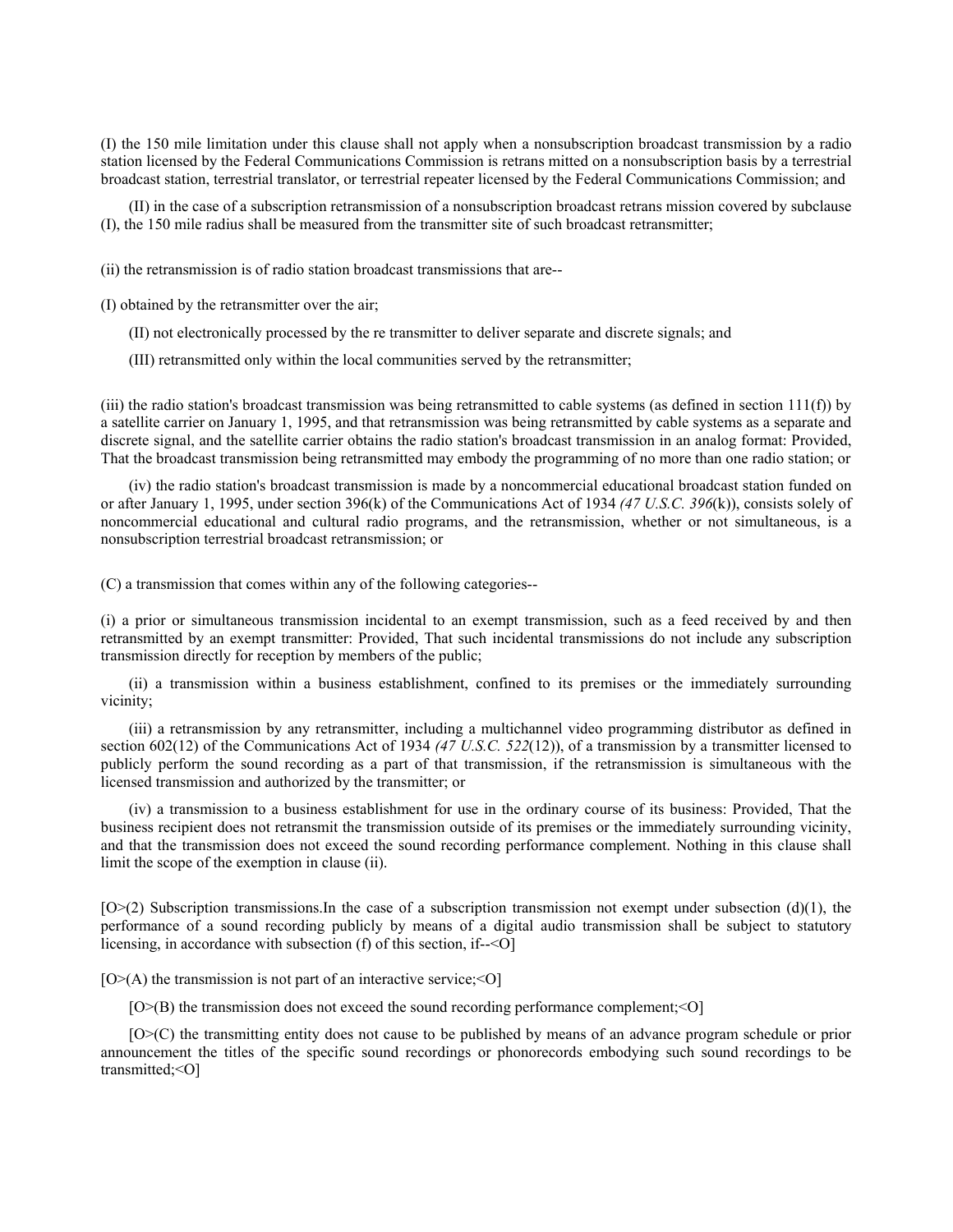(I) the 150 mile limitation under this clause shall not apply when a nonsubscription broadcast transmission by a radio station licensed by the Federal Communications Commission is retrans mitted on a nonsubscription basis by a terrestrial broadcast station, terrestrial translator, or terrestrial repeater licensed by the Federal Communications Commission; and

(II) in the case of a subscription retransmission of a nonsubscription broadcast retrans mission covered by subclause (I), the 150 mile radius shall be measured from the transmitter site of such broadcast retransmitter;

(ii) the retransmission is of radio station broadcast transmissions that are--

(I) obtained by the retransmitter over the air;

(II) not electronically processed by the re transmitter to deliver separate and discrete signals; and

(III) retransmitted only within the local communities served by the retransmitter;

(iii) the radio station's broadcast transmission was being retransmitted to cable systems (as defined in section 111(f)) by a satellite carrier on January 1, 1995, and that retransmission was being retransmitted by cable systems as a separate and discrete signal, and the satellite carrier obtains the radio station's broadcast transmission in an analog format: Provided, That the broadcast transmission being retransmitted may embody the programming of no more than one radio station; or

(iv) the radio station's broadcast transmission is made by a noncommercial educational broadcast station funded on or after January 1, 1995, under section 396(k) of the Communications Act of 1934 *(47 U.S.C. 396*(k)), consists solely of noncommercial educational and cultural radio programs, and the retransmission, whether or not simultaneous, is a nonsubscription terrestrial broadcast retransmission; or

(C) a transmission that comes within any of the following categories--

(i) a prior or simultaneous transmission incidental to an exempt transmission, such as a feed received by and then retransmitted by an exempt transmitter: Provided, That such incidental transmissions do not include any subscription transmission directly for reception by members of the public;

(ii) a transmission within a business establishment, confined to its premises or the immediately surrounding vicinity;

(iii) a retransmission by any retransmitter, including a multichannel video programming distributor as defined in section 602(12) of the Communications Act of 1934 *(47 U.S.C. 522*(12)), of a transmission by a transmitter licensed to publicly perform the sound recording as a part of that transmission, if the retransmission is simultaneous with the licensed transmission and authorized by the transmitter; or

(iv) a transmission to a business establishment for use in the ordinary course of its business: Provided, That the business recipient does not retransmit the transmission outside of its premises or the immediately surrounding vicinity, and that the transmission does not exceed the sound recording performance complement. Nothing in this clause shall limit the scope of the exemption in clause (ii).

[O>(2) Subscription transmissions.In the case of a subscription transmission not exempt under subsection (d)(1), the performance of a sound recording publicly by means of a digital audio transmission shall be subject to statutory licensing, in accordance with subsection (f) of this section, if--<O]

[O>(A) the transmission is not part of an interactive service;<O]

[O>(B) the transmission does not exceed the sound recording performance complement;<O]

[O>(C) the transmitting entity does not cause to be published by means of an advance program schedule or prior announcement the titles of the specific sound recordings or phonorecords embodying such sound recordings to be transmitted;<O]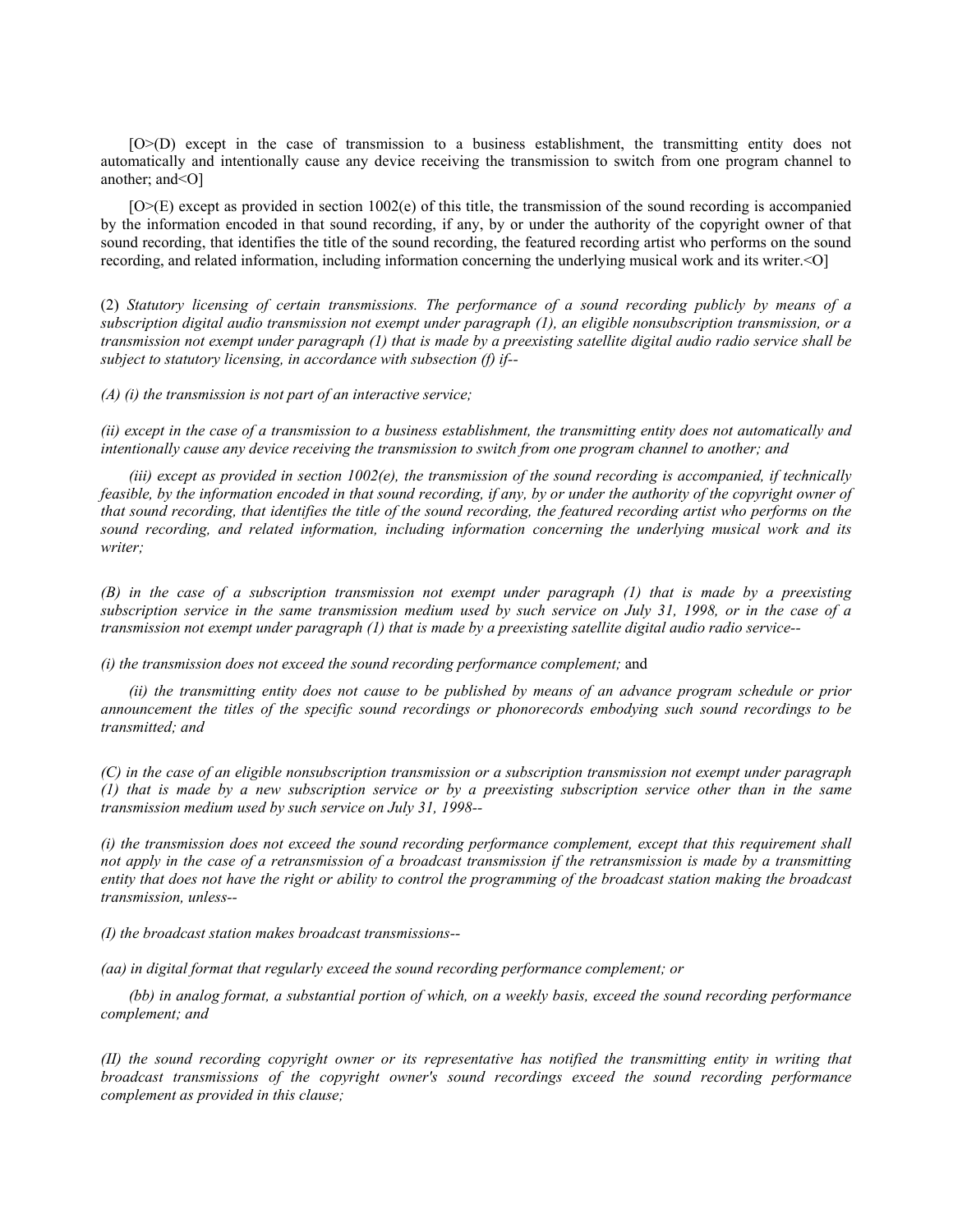[O>(D) except in the case of transmission to a business establishment, the transmitting entity does not automatically and intentionally cause any device receiving the transmission to switch from one program channel to another; and<O]

[O>(E) except as provided in section 1002(e) of this title, the transmission of the sound recording is accompanied by the information encoded in that sound recording, if any, by or under the authority of the copyright owner of that sound recording, that identifies the title of the sound recording, the featured recording artist who performs on the sound recording, and related information, including information concerning the underlying musical work and its writer.<O]

(2) *Statutory licensing of certain transmissions. The performance of a sound recording publicly by means of a subscription digital audio transmission not exempt under paragraph (1), an eligible nonsubscription transmission, or a transmission not exempt under paragraph (1) that is made by a preexisting satellite digital audio radio service shall be subject to statutory licensing, in accordance with subsection (f) if--*

*(A) (i) the transmission is not part of an interactive service;*

*(ii) except in the case of a transmission to a business establishment, the transmitting entity does not automatically and intentionally cause any device receiving the transmission to switch from one program channel to another; and*

*(iii) except as provided in section 1002(e), the transmission of the sound recording is accompanied, if technically feasible, by the information encoded in that sound recording, if any, by or under the authority of the copyright owner of that sound recording, that identifies the title of the sound recording, the featured recording artist who performs on the sound recording, and related information, including information concerning the underlying musical work and its writer;*

*(B) in the case of a subscription transmission not exempt under paragraph (1) that is made by a preexisting subscription service in the same transmission medium used by such service on July 31, 1998, or in the case of a transmission not exempt under paragraph (1) that is made by a preexisting satellite digital audio radio service--*

*(i) the transmission does not exceed the sound recording performance complement;* and

*(ii) the transmitting entity does not cause to be published by means of an advance program schedule or prior announcement the titles of the specific sound recordings or phonorecords embodying such sound recordings to be transmitted; and*

*(C) in the case of an eligible nonsubscription transmission or a subscription transmission not exempt under paragraph (1) that is made by a new subscription service or by a preexisting subscription service other than in the same transmission medium used by such service on July 31, 1998--*

*(i) the transmission does not exceed the sound recording performance complement, except that this requirement shall not apply in the case of a retransmission of a broadcast transmission if the retransmission is made by a transmitting entity that does not have the right or ability to control the programming of the broadcast station making the broadcast transmission, unless--*

*(I) the broadcast station makes broadcast transmissions--*

*(aa) in digital format that regularly exceed the sound recording performance complement; or*

*(bb) in analog format, a substantial portion of which, on a weekly basis, exceed the sound recording performance complement; and*

*(II) the sound recording copyright owner or its representative has notified the transmitting entity in writing that broadcast transmissions of the copyright owner's sound recordings exceed the sound recording performance complement as provided in this clause;*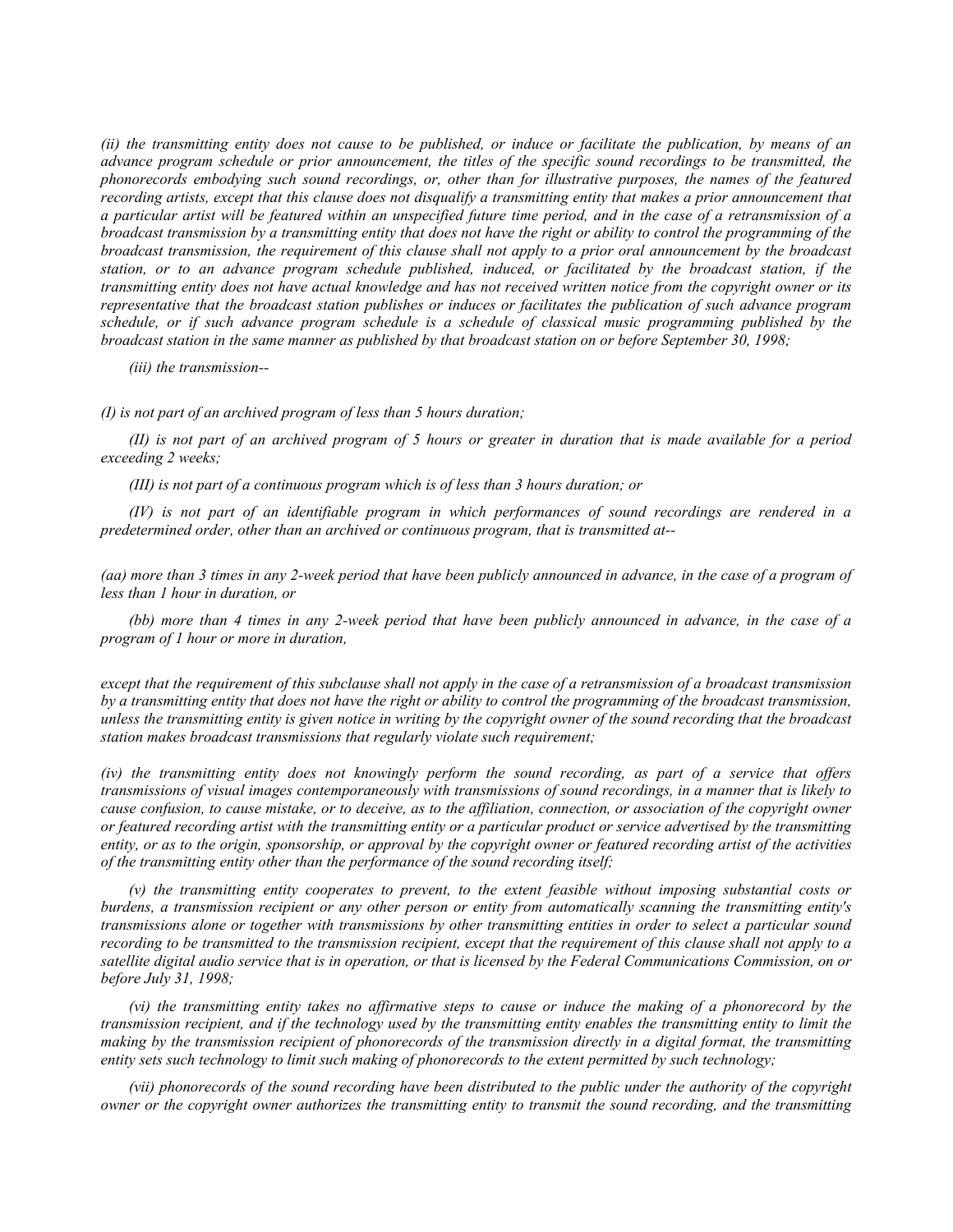*(ii) the transmitting entity does not cause to be published, or induce or facilitate the publication, by means of an advance program schedule or prior announcement, the titles of the specific sound recordings to be transmitted, the phonorecords embodying such sound recordings, or, other than for illustrative purposes, the names of the featured recording artists, except that this clause does not disqualify a transmitting entity that makes a prior announcement that a particular artist will be featured within an unspecified future time period, and in the case of a retransmission of a broadcast transmission by a transmitting entity that does not have the right or ability to control the programming of the broadcast transmission, the requirement of this clause shall not apply to a prior oral announcement by the broadcast station, or to an advance program schedule published, induced, or facilitated by the broadcast station, if the transmitting entity does not have actual knowledge and has not received written notice from the copyright owner or its representative that the broadcast station publishes or induces or facilitates the publication of such advance program schedule, or if such advance program schedule is a schedule of classical music programming published by the broadcast station in the same manner as published by that broadcast station on or before September 30, 1998;*

*(iii) the transmission--*

*(I) is not part of an archived program of less than 5 hours duration;*

*(II) is not part of an archived program of 5 hours or greater in duration that is made available for a period exceeding 2 weeks;*

*(III) is not part of a continuous program which is of less than 3 hours duration; or*

*(IV) is not part of an identifiable program in which performances of sound recordings are rendered in a predetermined order, other than an archived or continuous program, that is transmitted at--*

*(aa) more than 3 times in any 2-week period that have been publicly announced in advance, in the case of a program of less than 1 hour in duration, or*

*(bb) more than 4 times in any 2-week period that have been publicly announced in advance, in the case of a program of 1 hour or more in duration,*

*except that the requirement of this subclause shall not apply in the case of a retransmission of a broadcast transmission by a transmitting entity that does not have the right or ability to control the programming of the broadcast transmission, unless the transmitting entity is given notice in writing by the copyright owner of the sound recording that the broadcast station makes broadcast transmissions that regularly violate such requirement;*

*(iv) the transmitting entity does not knowingly perform the sound recording, as part of a service that offers transmissions of visual images contemporaneously with transmissions of sound recordings, in a manner that is likely to cause confusion, to cause mistake, or to deceive, as to the affiliation, connection, or association of the copyright owner or featured recording artist with the transmitting entity or a particular product or service advertised by the transmitting entity, or as to the origin, sponsorship, or approval by the copyright owner or featured recording artist of the activities of the transmitting entity other than the performance of the sound recording itself;*

*(v) the transmitting entity cooperates to prevent, to the extent feasible without imposing substantial costs or burdens, a transmission recipient or any other person or entity from automatically scanning the transmitting entity's transmissions alone or together with transmissions by other transmitting entities in order to select a particular sound recording to be transmitted to the transmission recipient, except that the requirement of this clause shall not apply to a satellite digital audio service that is in operation, or that is licensed by the Federal Communications Commission, on or before July 31, 1998;*

*(vi) the transmitting entity takes no affirmative steps to cause or induce the making of a phonorecord by the transmission recipient, and if the technology used by the transmitting entity enables the transmitting entity to limit the making by the transmission recipient of phonorecords of the transmission directly in a digital format, the transmitting entity sets such technology to limit such making of phonorecords to the extent permitted by such technology;*

*(vii) phonorecords of the sound recording have been distributed to the public under the authority of the copyright owner or the copyright owner authorizes the transmitting entity to transmit the sound recording, and the transmitting*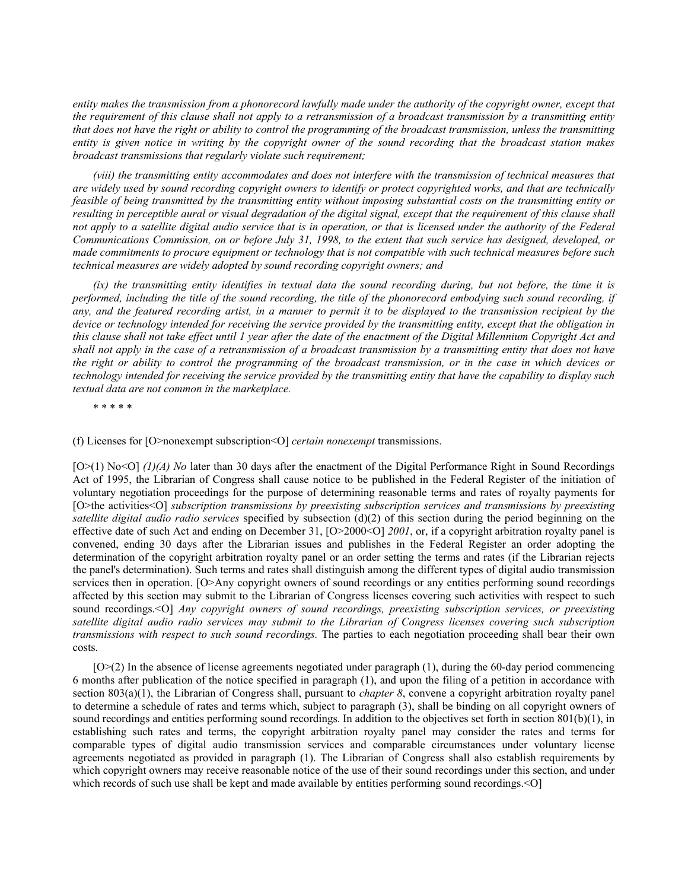*entity makes the transmission from a phonorecord lawfully made under the authority of the copyright owner, except that the requirement of this clause shall not apply to a retransmission of a broadcast transmission by a transmitting entity that does not have the right or ability to control the programming of the broadcast transmission, unless the transmitting entity is given notice in writing by the copyright owner of the sound recording that the broadcast station makes broadcast transmissions that regularly violate such requirement;*

*(viii) the transmitting entity accommodates and does not interfere with the transmission of technical measures that are widely used by sound recording copyright owners to identify or protect copyrighted works, and that are technically feasible of being transmitted by the transmitting entity without imposing substantial costs on the transmitting entity or resulting in perceptible aural or visual degradation of the digital signal, except that the requirement of this clause shall not apply to a satellite digital audio service that is in operation, or that is licensed under the authority of the Federal Communications Commission, on or before July 31, 1998, to the extent that such service has designed, developed, or made commitments to procure equipment or technology that is not compatible with such technical measures before such technical measures are widely adopted by sound recording copyright owners; and*

*(ix) the transmitting entity identifies in textual data the sound recording during, but not before, the time it is performed, including the title of the sound recording, the title of the phonorecord embodying such sound recording, if any, and the featured recording artist, in a manner to permit it to be displayed to the transmission recipient by the device or technology intended for receiving the service provided by the transmitting entity, except that the obligation in this clause shall not take effect until 1 year after the date of the enactment of the Digital Millennium Copyright Act and shall not apply in the case of a retransmission of a broadcast transmission by a transmitting entity that does not have the right or ability to control the programming of the broadcast transmission, or in the case in which devices or technology intended for receiving the service provided by the transmitting entity that have the capability to display such textual data are not common in the marketplace.*

\* \* \* \* \*

(f) Licenses for [O>nonexempt subscription<O] *certain nonexempt* transmissions.

[O>(1) No<O] *(1)(A) No* later than 30 days after the enactment of the Digital Performance Right in Sound Recordings Act of 1995, the Librarian of Congress shall cause notice to be published in the Federal Register of the initiation of voluntary negotiation proceedings for the purpose of determining reasonable terms and rates of royalty payments for [O>the activities<O] *subscription transmissions by preexisting subscription services and transmissions by preexisting satellite digital audio radio services* specified by subsection (d)(2) of this section during the period beginning on the effective date of such Act and ending on December 31, [O>2000<O] *2001*, or, if a copyright arbitration royalty panel is convened, ending 30 days after the Librarian issues and publishes in the Federal Register an order adopting the determination of the copyright arbitration royalty panel or an order setting the terms and rates (if the Librarian rejects the panel's determination). Such terms and rates shall distinguish among the different types of digital audio transmission services then in operation. [O>Any copyright owners of sound recordings or any entities performing sound recordings affected by this section may submit to the Librarian of Congress licenses covering such activities with respect to such sound recordings.<O] *Any copyright owners of sound recordings, preexisting subscription services, or preexisting satellite digital audio radio services may submit to the Librarian of Congress licenses covering such subscription transmissions with respect to such sound recordings.* The parties to each negotiation proceeding shall bear their own costs.

[O>(2) In the absence of license agreements negotiated under paragraph (1), during the 60-day period commencing 6 months after publication of the notice specified in paragraph (1), and upon the filing of a petition in accordance with section 803(a)(1), the Librarian of Congress shall, pursuant to *chapter 8*, convene a copyright arbitration royalty panel to determine a schedule of rates and terms which, subject to paragraph (3), shall be binding on all copyright owners of sound recordings and entities performing sound recordings. In addition to the objectives set forth in section 801(b)(1), in establishing such rates and terms, the copyright arbitration royalty panel may consider the rates and terms for comparable types of digital audio transmission services and comparable circumstances under voluntary license agreements negotiated as provided in paragraph (1). The Librarian of Congress shall also establish requirements by which copyright owners may receive reasonable notice of the use of their sound recordings under this section, and under which records of such use shall be kept and made available by entities performing sound recordings.<O]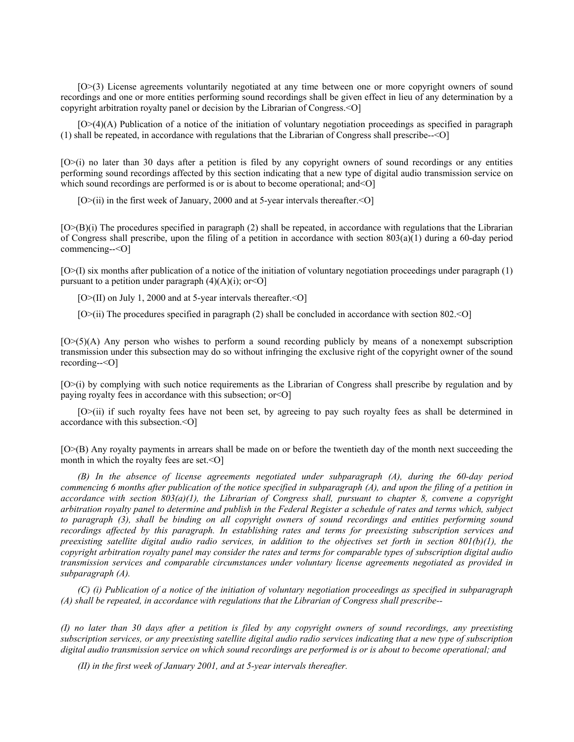[O>(3) License agreements voluntarily negotiated at any time between one or more copyright owners of sound recordings and one or more entities performing sound recordings shall be given effect in lieu of any determination by a copyright arbitration royalty panel or decision by the Librarian of Congress.<O]

[O>(4)(A) Publication of a notice of the initiation of voluntary negotiation proceedings as specified in paragraph (1) shall be repeated, in accordance with regulations that the Librarian of Congress shall prescribe--<O]

[O>(i) no later than 30 days after a petition is filed by any copyright owners of sound recordings or any entities performing sound recordings affected by this section indicating that a new type of digital audio transmission service on which sound recordings are performed is or is about to become operational; and<O]

[O>(ii) in the first week of January, 2000 and at 5-year intervals thereafter.<O]

[O>(B)(i) The procedures specified in paragraph (2) shall be repeated, in accordance with regulations that the Librarian of Congress shall prescribe, upon the filing of a petition in accordance with section 803(a)(1) during a 60-day period commencing--<O]

[O>(I) six months after publication of a notice of the initiation of voluntary negotiation proceedings under paragraph (1) pursuant to a petition under paragraph (4)(A)(i); or<O]

[O>(II) on July 1, 2000 and at 5-year intervals thereafter.<O]

[O>(ii) The procedures specified in paragraph (2) shall be concluded in accordance with section 802.<O]

[O>(5)(A) Any person who wishes to perform a sound recording publicly by means of a nonexempt subscription transmission under this subsection may do so without infringing the exclusive right of the copyright owner of the sound recording--<O]

[O>(i) by complying with such notice requirements as the Librarian of Congress shall prescribe by regulation and by paying royalty fees in accordance with this subsection; or<O]

[O>(ii) if such royalty fees have not been set, by agreeing to pay such royalty fees as shall be determined in accordance with this subsection.<O]

[O>(B) Any royalty payments in arrears shall be made on or before the twentieth day of the month next succeeding the month in which the royalty fees are set.<O]

*(B) In the absence of license agreements negotiated under subparagraph (A), during the 60-day period commencing 6 months after publication of the notice specified in subparagraph (A), and upon the filing of a petition in accordance with section 803(a)(1), the Librarian of Congress shall, pursuant to chapter 8, convene a copyright arbitration royalty panel to determine and publish in the Federal Register a schedule of rates and terms which, subject to paragraph (3), shall be binding on all copyright owners of sound recordings and entities performing sound recordings affected by this paragraph. In establishing rates and terms for preexisting subscription services and preexisting satellite digital audio radio services, in addition to the objectives set forth in section 801(b)(1), the copyright arbitration royalty panel may consider the rates and terms for comparable types of subscription digital audio transmission services and comparable circumstances under voluntary license agreements negotiated as provided in subparagraph (A).*

*(C) (i) Publication of a notice of the initiation of voluntary negotiation proceedings as specified in subparagraph (A) shall be repeated, in accordance with regulations that the Librarian of Congress shall prescribe--*

*(I) no later than 30 days after a petition is filed by any copyright owners of sound recordings, any preexisting subscription services, or any preexisting satellite digital audio radio services indicating that a new type of subscription digital audio transmission service on which sound recordings are performed is or is about to become operational; and*

*(II) in the first week of January 2001, and at 5-year intervals thereafter.*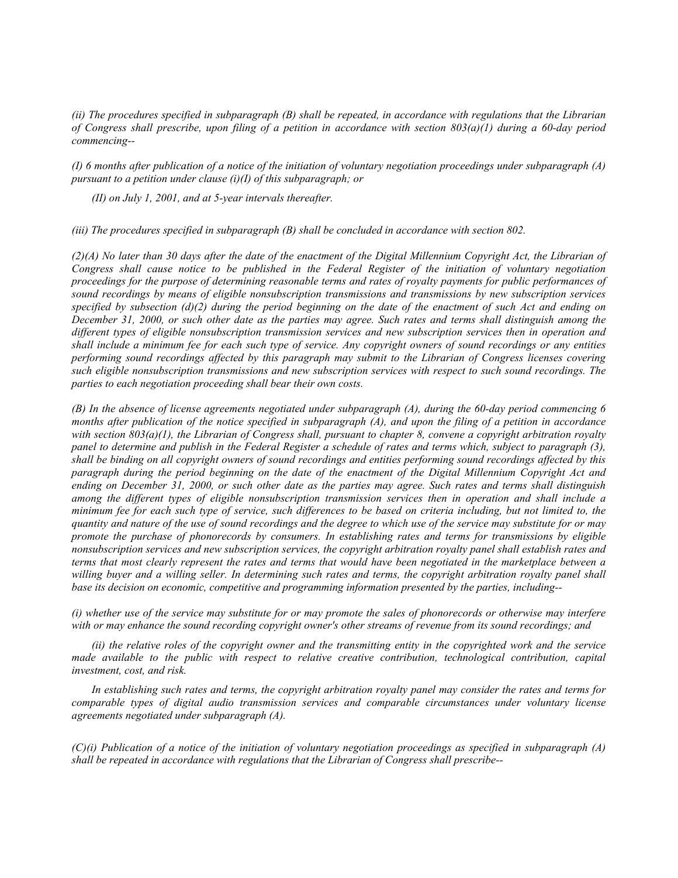*(ii) The procedures specified in subparagraph (B) shall be repeated, in accordance with regulations that the Librarian of Congress shall prescribe, upon filing of a petition in accordance with section 803(a)(1) during a 60-day period commencing--*

*(I) 6 months after publication of a notice of the initiation of voluntary negotiation proceedings under subparagraph (A) pursuant to a petition under clause (i)(I) of this subparagraph; or*

*(II) on July 1, 2001, and at 5-year intervals thereafter.*

*(iii) The procedures specified in subparagraph (B) shall be concluded in accordance with section 802.*

*(2)(A) No later than 30 days after the date of the enactment of the Digital Millennium Copyright Act, the Librarian of Congress shall cause notice to be published in the Federal Register of the initiation of voluntary negotiation proceedings for the purpose of determining reasonable terms and rates of royalty payments for public performances of sound recordings by means of eligible nonsubscription transmissions and transmissions by new subscription services specified by subsection (d)(2) during the period beginning on the date of the enactment of such Act and ending on December 31, 2000, or such other date as the parties may agree. Such rates and terms shall distinguish among the different types of eligible nonsubscription transmission services and new subscription services then in operation and shall include a minimum fee for each such type of service. Any copyright owners of sound recordings or any entities performing sound recordings affected by this paragraph may submit to the Librarian of Congress licenses covering such eligible nonsubscription transmissions and new subscription services with respect to such sound recordings. The parties to each negotiation proceeding shall bear their own costs.*

*(B) In the absence of license agreements negotiated under subparagraph (A), during the 60-day period commencing 6 months after publication of the notice specified in subparagraph (A), and upon the filing of a petition in accordance with section 803(a)(1), the Librarian of Congress shall, pursuant to chapter 8, convene a copyright arbitration royalty panel to determine and publish in the Federal Register a schedule of rates and terms which, subject to paragraph (3), shall be binding on all copyright owners of sound recordings and entities performing sound recordings affected by this paragraph during the period beginning on the date of the enactment of the Digital Millennium Copyright Act and ending on December 31, 2000, or such other date as the parties may agree. Such rates and terms shall distinguish among the different types of eligible nonsubscription transmission services then in operation and shall include a minimum fee for each such type of service, such differences to be based on criteria including, but not limited to, the quantity and nature of the use of sound recordings and the degree to which use of the service may substitute for or may promote the purchase of phonorecords by consumers. In establishing rates and terms for transmissions by eligible nonsubscription services and new subscription services, the copyright arbitration royalty panel shall establish rates and terms that most clearly represent the rates and terms that would have been negotiated in the marketplace between a willing buyer and a willing seller. In determining such rates and terms, the copyright arbitration royalty panel shall base its decision on economic, competitive and programming information presented by the parties, including--*

*(i) whether use of the service may substitute for or may promote the sales of phonorecords or otherwise may interfere with or may enhance the sound recording copyright owner's other streams of revenue from its sound recordings; and*

*(ii) the relative roles of the copyright owner and the transmitting entity in the copyrighted work and the service made available to the public with respect to relative creative contribution, technological contribution, capital investment, cost, and risk.*

*In establishing such rates and terms, the copyright arbitration royalty panel may consider the rates and terms for comparable types of digital audio transmission services and comparable circumstances under voluntary license agreements negotiated under subparagraph (A).*

*(C)(i) Publication of a notice of the initiation of voluntary negotiation proceedings as specified in subparagraph (A) shall be repeated in accordance with regulations that the Librarian of Congress shall prescribe--*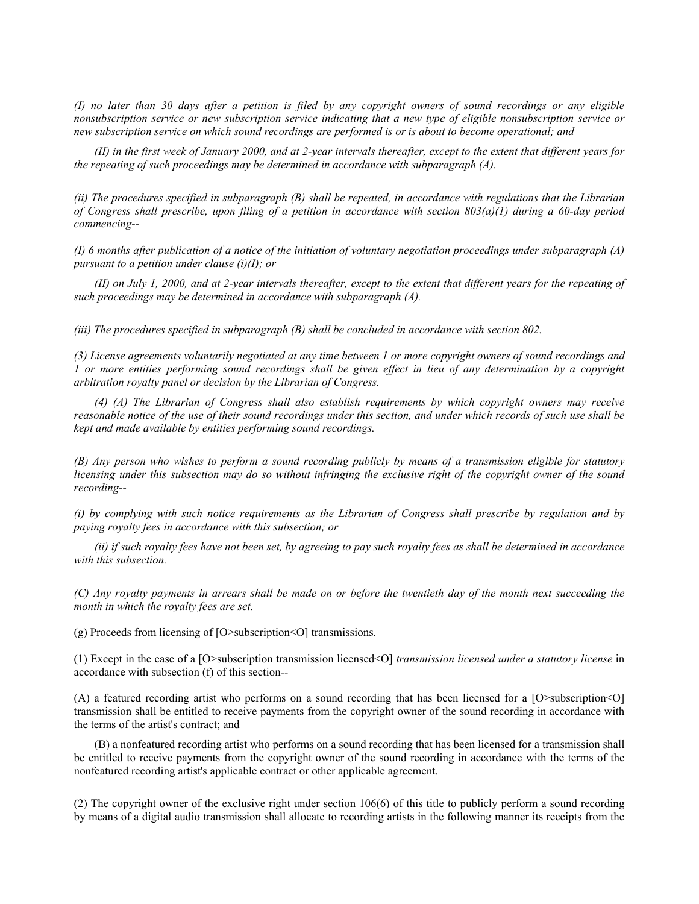*(I) no later than 30 days after a petition is filed by any copyright owners of sound recordings or any eligible nonsubscription service or new subscription service indicating that a new type of eligible nonsubscription service or new subscription service on which sound recordings are performed is or is about to become operational; and*

*(II) in the first week of January 2000, and at 2-year intervals thereafter, except to the extent that different years for the repeating of such proceedings may be determined in accordance with subparagraph (A).*

*(ii) The procedures specified in subparagraph (B) shall be repeated, in accordance with regulations that the Librarian of Congress shall prescribe, upon filing of a petition in accordance with section 803(a)(1) during a 60-day period commencing--*

*(I) 6 months after publication of a notice of the initiation of voluntary negotiation proceedings under subparagraph (A) pursuant to a petition under clause (i)(I); or*

*(II) on July 1, 2000, and at 2-year intervals thereafter, except to the extent that different years for the repeating of such proceedings may be determined in accordance with subparagraph (A).*

*(iii) The procedures specified in subparagraph (B) shall be concluded in accordance with section 802.*

*(3) License agreements voluntarily negotiated at any time between 1 or more copyright owners of sound recordings and 1 or more entities performing sound recordings shall be given effect in lieu of any determination by a copyright arbitration royalty panel or decision by the Librarian of Congress.*

*(4) (A) The Librarian of Congress shall also establish requirements by which copyright owners may receive reasonable notice of the use of their sound recordings under this section, and under which records of such use shall be kept and made available by entities performing sound recordings.*

*(B) Any person who wishes to perform a sound recording publicly by means of a transmission eligible for statutory licensing under this subsection may do so without infringing the exclusive right of the copyright owner of the sound recording--*

*(i) by complying with such notice requirements as the Librarian of Congress shall prescribe by regulation and by paying royalty fees in accordance with this subsection; or*

*(ii) if such royalty fees have not been set, by agreeing to pay such royalty fees as shall be determined in accordance with this subsection.*

*(C) Any royalty payments in arrears shall be made on or before the twentieth day of the month next succeeding the month in which the royalty fees are set.*

(g) Proceeds from licensing of [O>subscription<O] transmissions.

(1) Except in the case of a [O>subscription transmission licensed<O] *transmission licensed under a statutory license* in accordance with subsection (f) of this section--

(A) a featured recording artist who performs on a sound recording that has been licensed for a [O>subscription<O] transmission shall be entitled to receive payments from the copyright owner of the sound recording in accordance with the terms of the artist's contract; and

(B) a nonfeatured recording artist who performs on a sound recording that has been licensed for a transmission shall be entitled to receive payments from the copyright owner of the sound recording in accordance with the terms of the nonfeatured recording artist's applicable contract or other applicable agreement.

(2) The copyright owner of the exclusive right under section 106(6) of this title to publicly perform a sound recording by means of a digital audio transmission shall allocate to recording artists in the following manner its receipts from the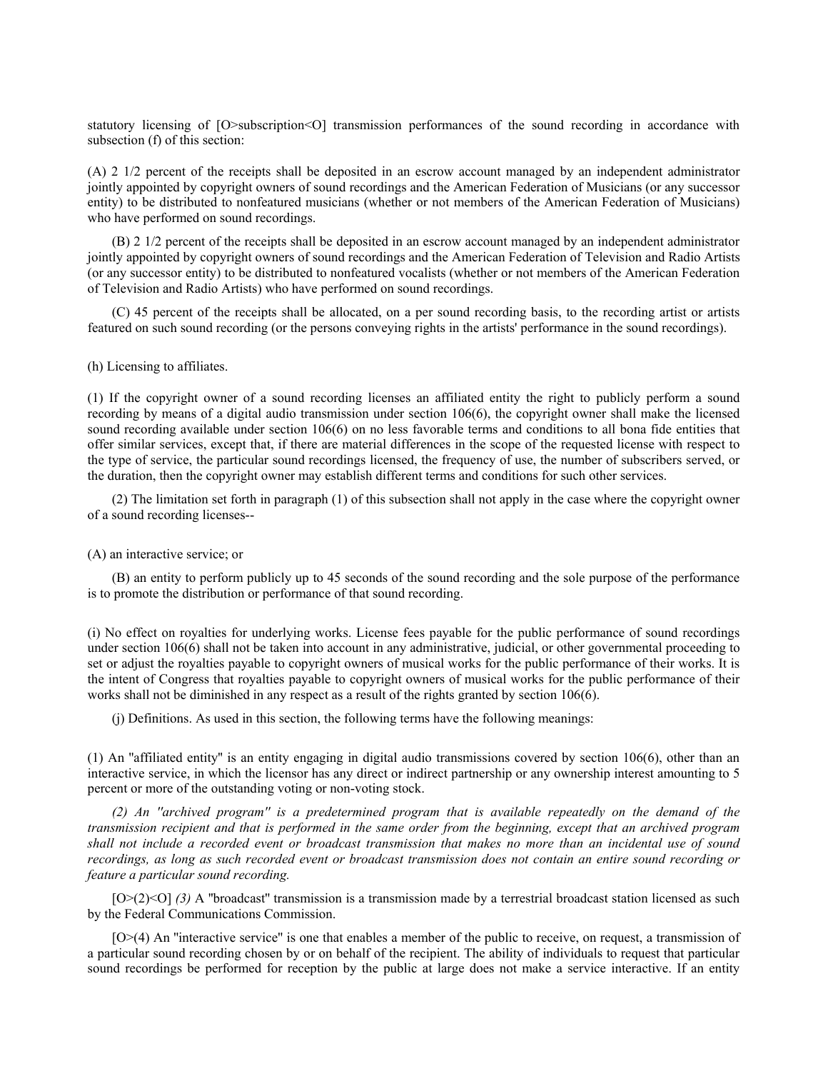statutory licensing of [O>subscription<O] transmission performances of the sound recording in accordance with subsection (f) of this section:

(A) 2 1/2 percent of the receipts shall be deposited in an escrow account managed by an independent administrator jointly appointed by copyright owners of sound recordings and the American Federation of Musicians (or any successor entity) to be distributed to nonfeatured musicians (whether or not members of the American Federation of Musicians) who have performed on sound recordings.

(B) 2 1/2 percent of the receipts shall be deposited in an escrow account managed by an independent administrator jointly appointed by copyright owners of sound recordings and the American Federation of Television and Radio Artists (or any successor entity) to be distributed to nonfeatured vocalists (whether or not members of the American Federation of Television and Radio Artists) who have performed on sound recordings.

(C) 45 percent of the receipts shall be allocated, on a per sound recording basis, to the recording artist or artists featured on such sound recording (or the persons conveying rights in the artists' performance in the sound recordings).

(h) Licensing to affiliates.

(1) If the copyright owner of a sound recording licenses an affiliated entity the right to publicly perform a sound recording by means of a digital audio transmission under section 106(6), the copyright owner shall make the licensed sound recording available under section 106(6) on no less favorable terms and conditions to all bona fide entities that offer similar services, except that, if there are material differences in the scope of the requested license with respect to the type of service, the particular sound recordings licensed, the frequency of use, the number of subscribers served, or the duration, then the copyright owner may establish different terms and conditions for such other services.

(2) The limitation set forth in paragraph (1) of this subsection shall not apply in the case where the copyright owner of a sound recording licenses--

(A) an interactive service; or

(B) an entity to perform publicly up to 45 seconds of the sound recording and the sole purpose of the performance is to promote the distribution or performance of that sound recording.

(i) No effect on royalties for underlying works. License fees payable for the public performance of sound recordings under section 106(6) shall not be taken into account in any administrative, judicial, or other governmental proceeding to set or adjust the royalties payable to copyright owners of musical works for the public performance of their works. It is the intent of Congress that royalties payable to copyright owners of musical works for the public performance of their works shall not be diminished in any respect as a result of the rights granted by section 106(6).

(j) Definitions. As used in this section, the following terms have the following meanings:

(1) An "affiliated entity" is an entity engaging in digital audio transmissions covered by section 106(6), other than an interactive service, in which the licensor has any direct or indirect partnership or any ownership interest amounting to 5 percent or more of the outstanding voting or non-voting stock.

*(2) An "archived program" is a predetermined program that is available repeatedly on the demand of the transmission recipient and that is performed in the same order from the beginning, except that an archived program shall not include a recorded event or broadcast transmission that makes no more than an incidental use of sound recordings, as long as such recorded event or broadcast transmission does not contain an entire sound recording or feature a particular sound recording.*

[O>(2)<O] *(3)* A "broadcast" transmission is a transmission made by a terrestrial broadcast station licensed as such by the Federal Communications Commission.

[O>(4) An "interactive service" is one that enables a member of the public to receive, on request, a transmission of a particular sound recording chosen by or on behalf of the recipient. The ability of individuals to request that particular sound recordings be performed for reception by the public at large does not make a service interactive. If an entity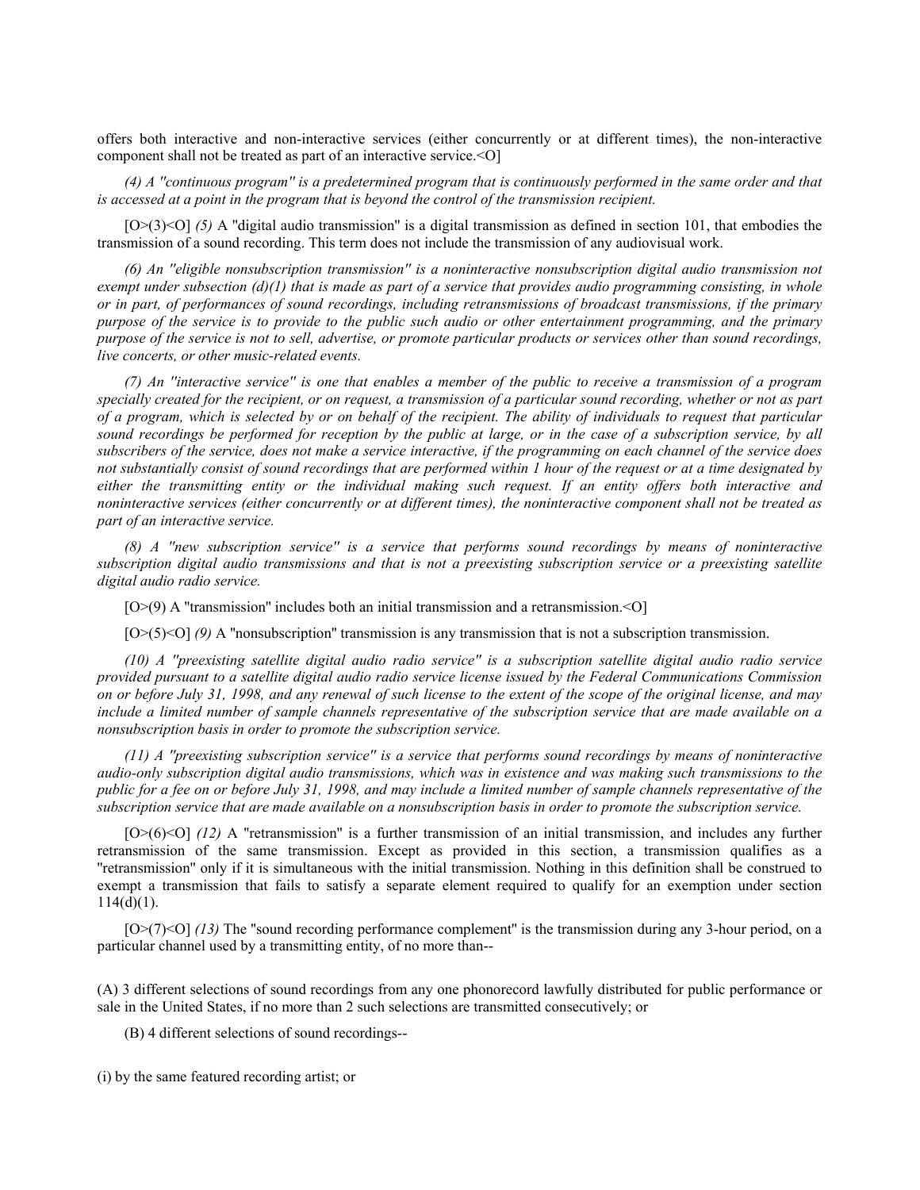offers both interactive and non-interactive services (either concurrently or at different times), the non-interactive component shall not be treated as part of an interactive service.<O]

*(4) A "continuous program" is a predetermined program that is continuously performed in the same order and that is accessed at a point in the program that is beyond the control of the transmission recipient.*

[O>(3)<O] *(5)* A "digital audio transmission" is a digital transmission as defined in section 101, that embodies the transmission of a sound recording. This term does not include the transmission of any audiovisual work.

*(6) An "eligible nonsubscription transmission" is a noninteractive nonsubscription digital audio transmission not exempt under subsection (d)(1) that is made as part of a service that provides audio programming consisting, in whole or in part, of performances of sound recordings, including retransmissions of broadcast transmissions, if the primary purpose of the service is to provide to the public such audio or other entertainment programming, and the primary purpose of the service is not to sell, advertise, or promote particular products or services other than sound recordings, live concerts, or other music-related events.*

*(7) An "interactive service" is one that enables a member of the public to receive a transmission of a program specially created for the recipient, or on request, a transmission of a particular sound recording, whether or not as part of a program, which is selected by or on behalf of the recipient. The ability of individuals to request that particular sound recordings be performed for reception by the public at large, or in the case of a subscription service, by all subscribers of the service, does not make a service interactive, if the programming on each channel of the service does not substantially consist of sound recordings that are performed within 1 hour of the request or at a time designated by either the transmitting entity or the individual making such request. If an entity offers both interactive and noninteractive services (either concurrently or at different times), the noninteractive component shall not be treated as part of an interactive service.*

*(8) A "new subscription service" is a service that performs sound recordings by means of noninteractive subscription digital audio transmissions and that is not a preexisting subscription service or a preexisting satellite digital audio radio service.*

[O>(9) A "transmission" includes both an initial transmission and a retransmission.<O]

[O>(5)<O] *(9)* A "nonsubscription" transmission is any transmission that is not a subscription transmission.

*(10) A "preexisting satellite digital audio radio service" is a subscription satellite digital audio radio service provided pursuant to a satellite digital audio radio service license issued by the Federal Communications Commission on or before July 31, 1998, and any renewal of such license to the extent of the scope of the original license, and may include a limited number of sample channels representative of the subscription service that are made available on a nonsubscription basis in order to promote the subscription service.*

*(11) A "preexisting subscription service" is a service that performs sound recordings by means of noninteractive audio-only subscription digital audio transmissions, which was in existence and was making such transmissions to the public for a fee on or before July 31, 1998, and may include a limited number of sample channels representative of the subscription service that are made available on a nonsubscription basis in order to promote the subscription service.*

[O>(6)<O] *(12)* A "retransmission" is a further transmission of an initial transmission, and includes any further retransmission of the same transmission. Except as provided in this section, a transmission qualifies as a "retransmission" only if it is simultaneous with the initial transmission. Nothing in this definition shall be construed to exempt a transmission that fails to satisfy a separate element required to qualify for an exemption under section 114(d)(1).

[O>(7)<O] *(13)* The "sound recording performance complement" is the transmission during any 3-hour period, on a particular channel used by a transmitting entity, of no more than--

(A) 3 different selections of sound recordings from any one phonorecord lawfully distributed for public performance or sale in the United States, if no more than 2 such selections are transmitted consecutively; or

(B) 4 different selections of sound recordings--

(i) by the same featured recording artist; or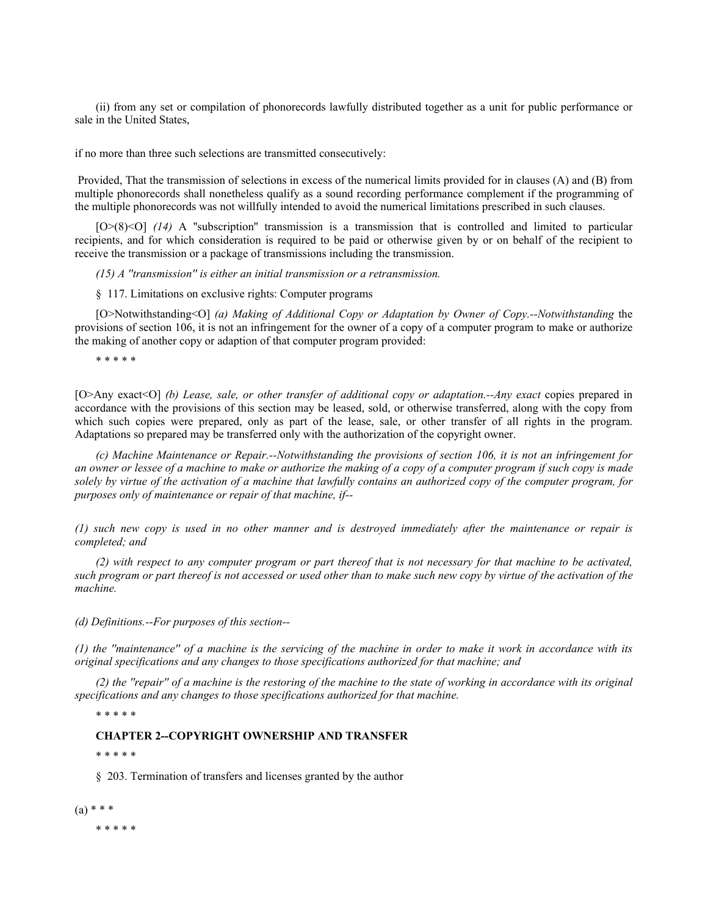(ii) from any set or compilation of phonorecords lawfully distributed together as a unit for public performance or sale in the United States,

if no more than three such selections are transmitted consecutively:

Provided, That the transmission of selections in excess of the numerical limits provided for in clauses (A) and (B) from multiple phonorecords shall nonetheless qualify as a sound recording performance complement if the programming of the multiple phonorecords was not willfully intended to avoid the numerical limitations prescribed in such clauses.

[O>(8)<O] *(14)* A "subscription" transmission is a transmission that is controlled and limited to particular recipients, and for which consideration is required to be paid or otherwise given by or on behalf of the recipient to receive the transmission or a package of transmissions including the transmission.

*(15) A "transmission" is either an initial transmission or a retransmission.*

§ 117. Limitations on exclusive rights: Computer programs

[O>Notwithstanding<O] *(a) Making of Additional Copy or Adaptation by Owner of Copy.--Notwithstanding* the provisions of section 106, it is not an infringement for the owner of a copy of a computer program to make or authorize the making of another copy or adaption of that computer program provided:

\* \* \* \* \*

[O>Any exact<O] *(b) Lease, sale, or other transfer of additional copy or adaptation.--Any exact* copies prepared in accordance with the provisions of this section may be leased, sold, or otherwise transferred, along with the copy from which such copies were prepared, only as part of the lease, sale, or other transfer of all rights in the program. Adaptations so prepared may be transferred only with the authorization of the copyright owner.

*(c) Machine Maintenance or Repair.--Notwithstanding the provisions of section 106, it is not an infringement for an owner or lessee of a machine to make or authorize the making of a copy of a computer program if such copy is made solely by virtue of the activation of a machine that lawfully contains an authorized copy of the computer program, for purposes only of maintenance or repair of that machine, if--*

*(1) such new copy is used in no other manner and is destroyed immediately after the maintenance or repair is completed; and*

*(2) with respect to any computer program or part thereof that is not necessary for that machine to be activated, such program or part thereof is not accessed or used other than to make such new copy by virtue of the activation of the machine.*

*(d) Definitions.--For purposes of this section--*

*(1) the "maintenance" of a machine is the servicing of the machine in order to make it work in accordance with its original specifications and any changes to those specifications authorized for that machine; and*

*(2) the "repair" of a machine is the restoring of the machine to the state of working in accordance with its original specifications and any changes to those specifications authorized for that machine.*

\* \* \* \* \*

**CHAPTER 2--COPYRIGHT OWNERSHIP AND TRANSFER**

\* \* \* \* \*

§ 203. Termination of transfers and licenses granted by the author

(a) \* \* \*

\* \* \* \* \*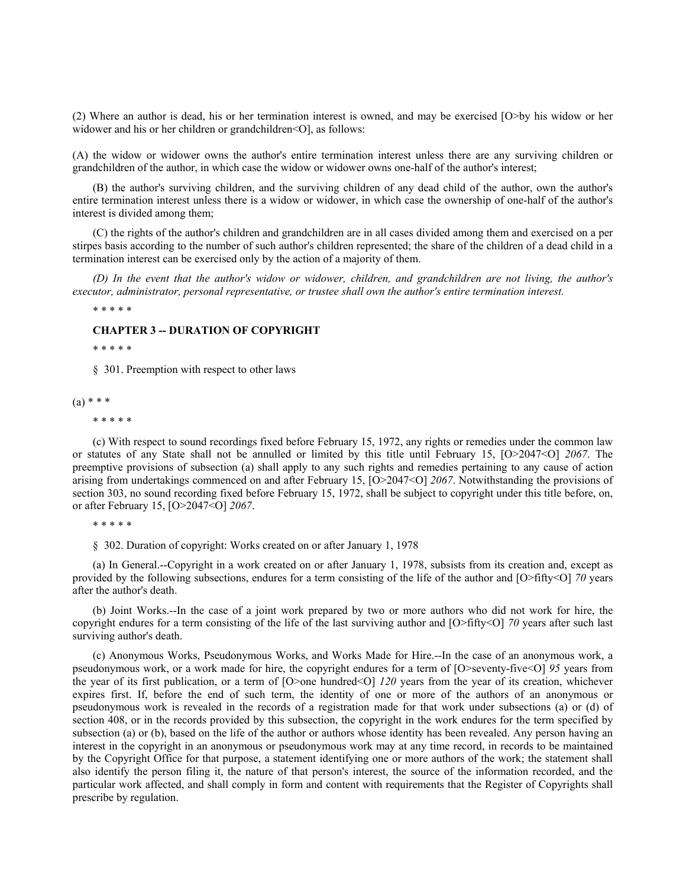(2) Where an author is dead, his or her termination interest is owned, and may be exercised [O>by his widow or her widower and his or her children or grandchildren<O], as follows:

(A) the widow or widower owns the author's entire termination interest unless there are any surviving children or grandchildren of the author, in which case the widow or widower owns one-half of the author's interest;

(B) the author's surviving children, and the surviving children of any dead child of the author, own the author's entire termination interest unless there is a widow or widower, in which case the ownership of one-half of the author's interest is divided among them;

(C) the rights of the author's children and grandchildren are in all cases divided among them and exercised on a per stirpes basis according to the number of such author's children represented; the share of the children of a dead child in a termination interest can be exercised only by the action of a majority of them.

*(D) In the event that the author's widow or widower, children, and grandchildren are not living, the author's executor, administrator, personal representative, or trustee shall own the author's entire termination interest.*

\* \* \* \* \*

**CHAPTER 3 -- DURATION OF COPYRIGHT**

\* \* \* \* \*

§ 301. Preemption with respect to other laws

(a) \* \* \*

\* \* \* \* \*

(c) With respect to sound recordings fixed before February 15, 1972, any rights or remedies under the common law or statutes of any State shall not be annulled or limited by this title until February 15, [O>2047<O] *2067*. The preemptive provisions of subsection (a) shall apply to any such rights and remedies pertaining to any cause of action arising from undertakings commenced on and after February 15, [O>2047<O] *2067*. Notwithstanding the provisions of section 303, no sound recording fixed before February 15, 1972, shall be subject to copyright under this title before, on, or after February 15, [O>2047<O] *2067*.

\* \* \* \* \*

§ 302. Duration of copyright: Works created on or after January 1, 1978

(a) In General.--Copyright in a work created on or after January 1, 1978, subsists from its creation and, except as provided by the following subsections, endures for a term consisting of the life of the author and [O>fifty<O] *70* years after the author's death.

(b) Joint Works.--In the case of a joint work prepared by two or more authors who did not work for hire, the copyright endures for a term consisting of the life of the last surviving author and [O>fifty<O] *70* years after such last surviving author's death.

(c) Anonymous Works, Pseudonymous Works, and Works Made for Hire.--In the case of an anonymous work, a pseudonymous work, or a work made for hire, the copyright endures for a term of [O>seventy-five<O] *95* years from the year of its first publication, or a term of [O>one hundred<O] *120* years from the year of its creation, whichever expires first. If, before the end of such term, the identity of one or more of the authors of an anonymous or pseudonymous work is revealed in the records of a registration made for that work under subsections (a) or (d) of section 408, or in the records provided by this subsection, the copyright in the work endures for the term specified by subsection (a) or (b), based on the life of the author or authors whose identity has been revealed. Any person having an interest in the copyright in an anonymous or pseudonymous work may at any time record, in records to be maintained by the Copyright Office for that purpose, a statement identifying one or more authors of the work; the statement shall also identify the person filing it, the nature of that person's interest, the source of the information recorded, and the particular work affected, and shall comply in form and content with requirements that the Register of Copyrights shall prescribe by regulation.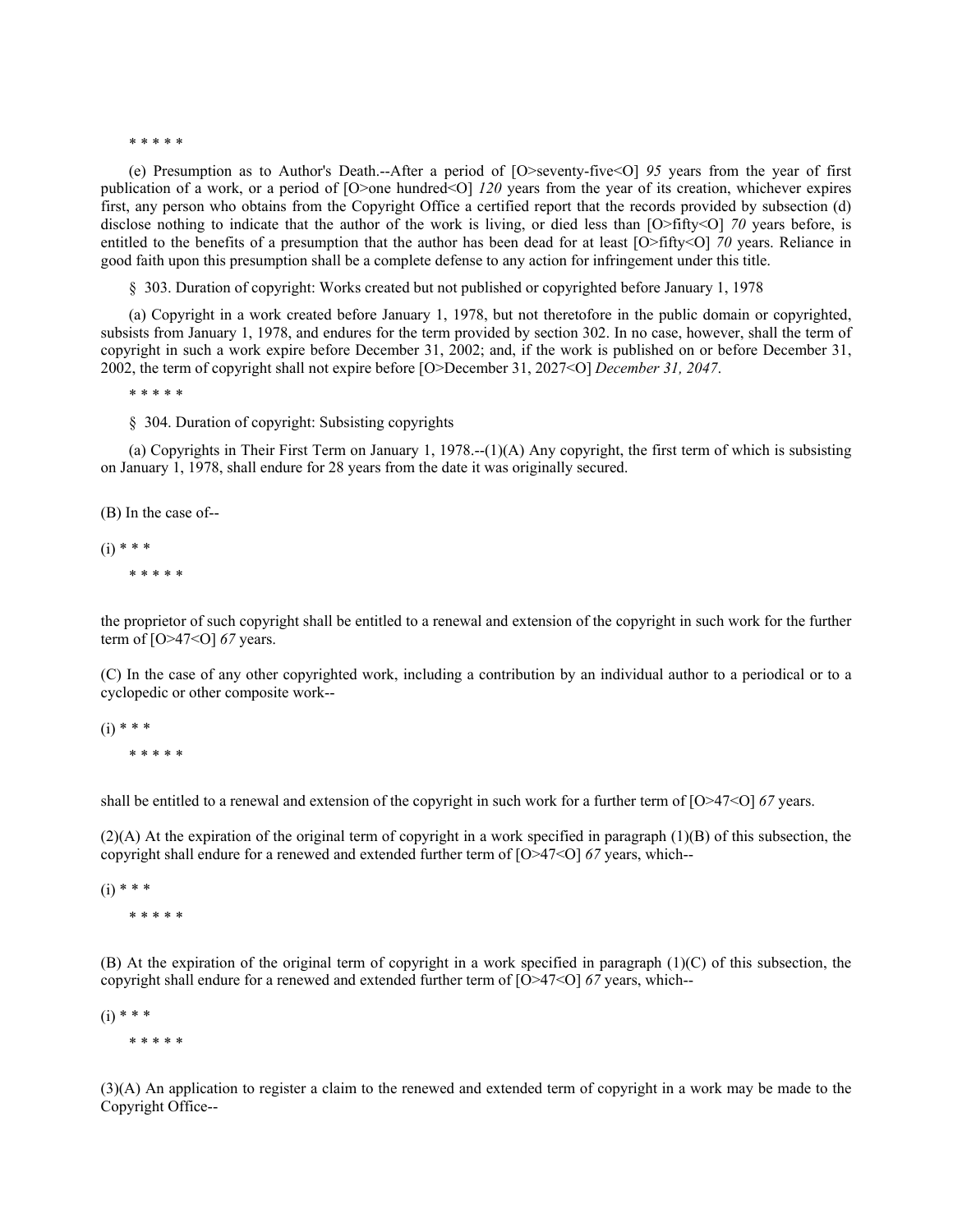* * * * *

(e) Presumption as to Author's Death.--After a period of [O>seventy-five<O] *95* years from the year of first publication of a work, or a period of [O>one hundred<O] *120* years from the year of its creation, whichever expires first, any person who obtains from the Copyright Office a certified report that the records provided by subsection (d) disclose nothing to indicate that the author of the work is living, or died less than [O>fifty<O] *70* years before, is entitled to the benefits of a presumption that the author has been dead for at least [O>fifty<O] *70* years. Reliance in good faith upon this presumption shall be a complete defense to any action for infringement under this title.

§ 303. Duration of copyright: Works created but not published or copyrighted before January 1, 1978

(a) Copyright in a work created before January 1, 1978, but not theretofore in the public domain or copyrighted, subsists from January 1, 1978, and endures for the term provided by section 302. In no case, however, shall the term of copyright in such a work expire before December 31, 2002; and, if the work is published on or before December 31, 2002, the term of copyright shall not expire before [O>December 31, 2027<O] *December 31, 2047*.

* * * * *

§ 304. Duration of copyright: Subsisting copyrights

(a) Copyrights in Their First Term on January 1, 1978.--(1)(A) Any copyright, the first term of which is subsisting on January 1, 1978, shall endure for 28 years from the date it was originally secured.

(B) In the case of--

(i) * * *

* * * * *

the proprietor of such copyright shall be entitled to a renewal and extension of the copyright in such work for the further term of [O>47<O] *67* years.

(C) In the case of any other copyrighted work, including a contribution by an individual author to a periodical or to a cyclopedic or other composite work--

(i) * * *

* * * * *

shall be entitled to a renewal and extension of the copyright in such work for a further term of [O>47<O] *67* years.

(2)(A) At the expiration of the original term of copyright in a work specified in paragraph (1)(B) of this subsection, the copyright shall endure for a renewed and extended further term of [O>47<O] *67* years, which--

(i) * * *

* * * * *

(B) At the expiration of the original term of copyright in a work specified in paragraph (1)(C) of this subsection, the copyright shall endure for a renewed and extended further term of [O>47<O] *67* years, which--

(i) * * *

* * * * *

(3)(A) An application to register a claim to the renewed and extended term of copyright in a work may be made to the Copyright Office--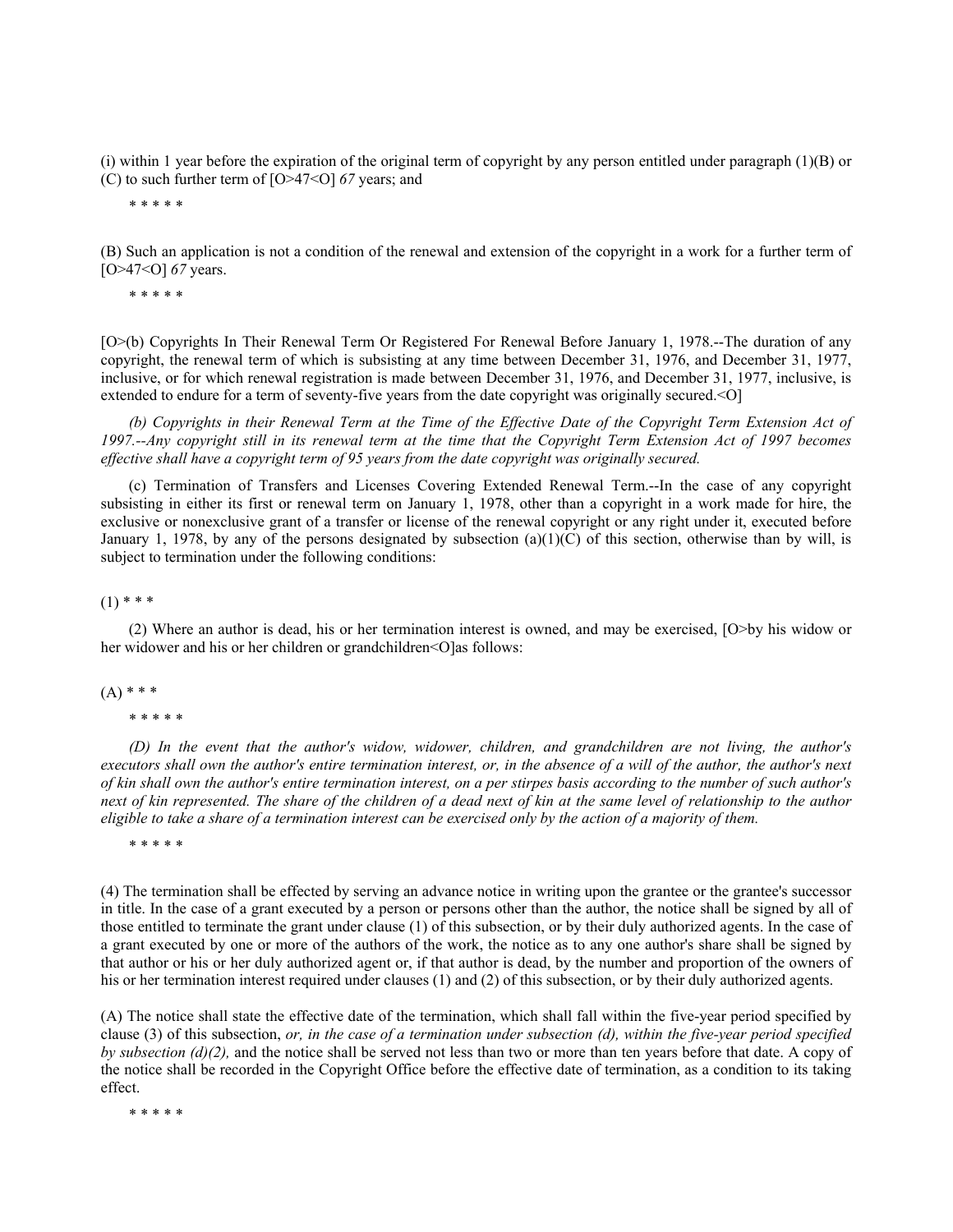(i) within 1 year before the expiration of the original term of copyright by any person entitled under paragraph (1)(B) or (C) to such further term of [O>47<O] *67* years; and

\* \* \* \* \*

(B) Such an application is not a condition of the renewal and extension of the copyright in a work for a further term of [O>47<O] *67* years.

\* \* \* \* \*

[O>(b) Copyrights In Their Renewal Term Or Registered For Renewal Before January 1, 1978.--The duration of any copyright, the renewal term of which is subsisting at any time between December 31, 1976, and December 31, 1977, inclusive, or for which renewal registration is made between December 31, 1976, and December 31, 1977, inclusive, is extended to endure for a term of seventy-five years from the date copyright was originally secured.<O]

*(b) Copyrights in their Renewal Term at the Time of the Effective Date of the Copyright Term Extension Act of 1997.--Any copyright still in its renewal term at the time that the Copyright Term Extension Act of 1997 becomes effective shall have a copyright term of 95 years from the date copyright was originally secured.*

(c) Termination of Transfers and Licenses Covering Extended Renewal Term.--In the case of any copyright subsisting in either its first or renewal term on January 1, 1978, other than a copyright in a work made for hire, the exclusive or nonexclusive grant of a transfer or license of the renewal copyright or any right under it, executed before January 1, 1978, by any of the persons designated by subsection (a)(1)(C) of this section, otherwise than by will, is subject to termination under the following conditions:

(1) \* \* \*

(2) Where an author is dead, his or her termination interest is owned, and may be exercised, [O>by his widow or her widower and his or her children or grandchildren<O]as follows:

(A) \* \* \*

\* \* \* \* \*

*(D) In the event that the author's widow, widower, children, and grandchildren are not living, the author's executors shall own the author's entire termination interest, or, in the absence of a will of the author, the author's next of kin shall own the author's entire termination interest, on a per stirpes basis according to the number of such author's next of kin represented. The share of the children of a dead next of kin at the same level of relationship to the author eligible to take a share of a termination interest can be exercised only by the action of a majority of them.*

\* \* \* \* \*

(4) The termination shall be effected by serving an advance notice in writing upon the grantee or the grantee's successor in title. In the case of a grant executed by a person or persons other than the author, the notice shall be signed by all of those entitled to terminate the grant under clause (1) of this subsection, or by their duly authorized agents. In the case of a grant executed by one or more of the authors of the work, the notice as to any one author's share shall be signed by that author or his or her duly authorized agent or, if that author is dead, by the number and proportion of the owners of his or her termination interest required under clauses (1) and (2) of this subsection, or by their duly authorized agents.

(A) The notice shall state the effective date of the termination, which shall fall within the five-year period specified by clause (3) of this subsection, *or, in the case of a termination under subsection (d), within the five-year period specified by subsection (d)(2),* and the notice shall be served not less than two or more than ten years before that date. A copy of the notice shall be recorded in the Copyright Office before the effective date of termination, as a condition to its taking effect.

\* \* \* \* \*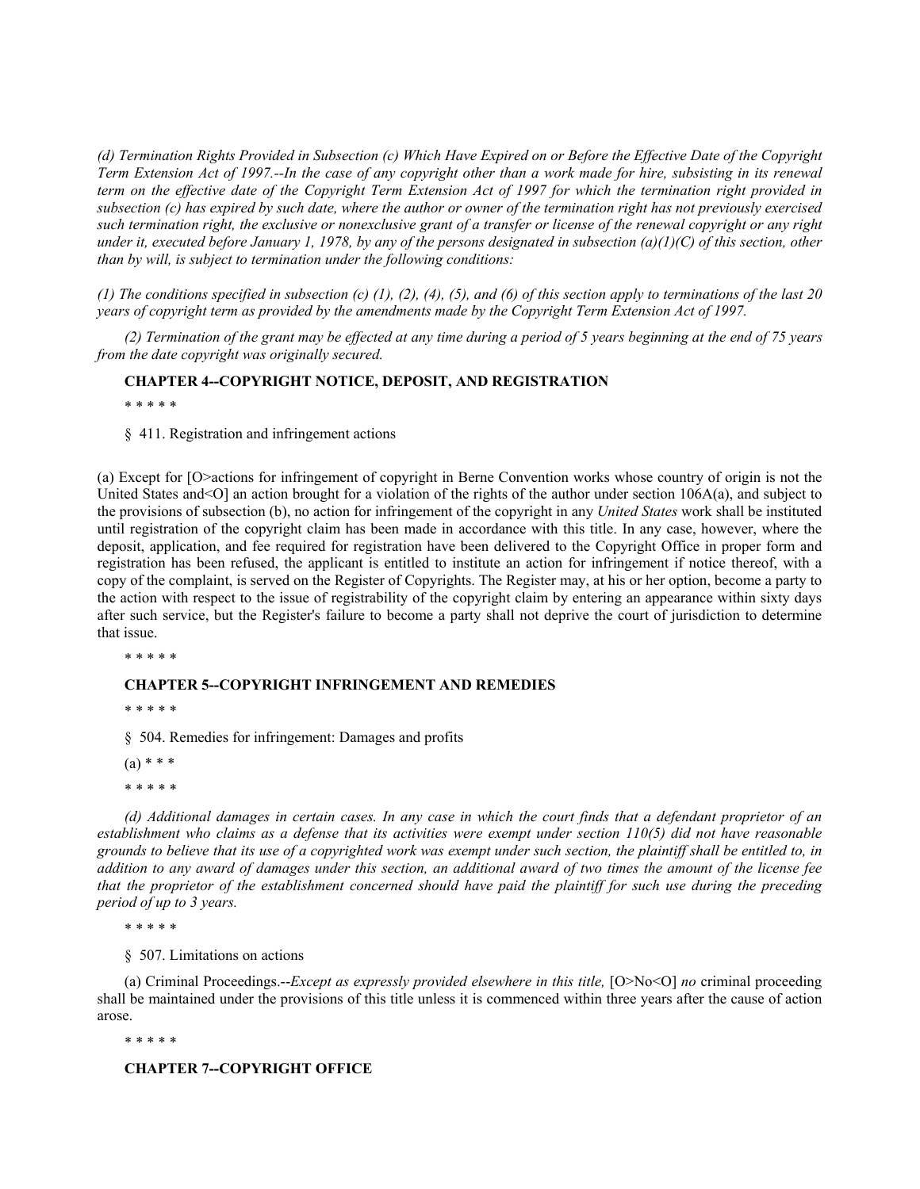*(d) Termination Rights Provided in Subsection (c) Which Have Expired on or Before the Effective Date of the Copyright Term Extension Act of 1997.--In the case of any copyright other than a work made for hire, subsisting in its renewal term on the effective date of the Copyright Term Extension Act of 1997 for which the termination right provided in subsection (c) has expired by such date, where the author or owner of the termination right has not previously exercised such termination right, the exclusive or nonexclusive grant of a transfer or license of the renewal copyright or any right under it, executed before January 1, 1978, by any of the persons designated in subsection (a)(1)(C) of this section, other than by will, is subject to termination under the following conditions:*

*(1) The conditions specified in subsection (c) (1), (2), (4), (5), and (6) of this section apply to terminations of the last 20 years of copyright term as provided by the amendments made by the Copyright Term Extension Act of 1997.*

*(2) Termination of the grant may be effected at any time during a period of 5 years beginning at the end of 75 years from the date copyright was originally secured.*

**CHAPTER 4--COPYRIGHT NOTICE, DEPOSIT, AND REGISTRATION**

* * * * *

§ 411. Registration and infringement actions

(a) Except for [O>actions for infringement of copyright in Berne Convention works whose country of origin is not the United States and<O] an action brought for a violation of the rights of the author under section 106A(a), and subject to the provisions of subsection (b), no action for infringement of the copyright in any *United States* work shall be instituted until registration of the copyright claim has been made in accordance with this title. In any case, however, where the deposit, application, and fee required for registration have been delivered to the Copyright Office in proper form and registration has been refused, the applicant is entitled to institute an action for infringement if notice thereof, with a copy of the complaint, is served on the Register of Copyrights. The Register may, at his or her option, become a party to the action with respect to the issue of registrability of the copyright claim by entering an appearance within sixty days after such service, but the Register's failure to become a party shall not deprive the court of jurisdiction to determine that issue.

* * * * *

**CHAPTER 5--COPYRIGHT INFRINGEMENT AND REMEDIES**

* * * * *

§ 504. Remedies for infringement: Damages and profits

(a) * * *

* * * * *

*(d) Additional damages in certain cases. In any case in which the court finds that a defendant proprietor of an establishment who claims as a defense that its activities were exempt under section 110(5) did not have reasonable grounds to believe that its use of a copyrighted work was exempt under such section, the plaintiff shall be entitled to, in addition to any award of damages under this section, an additional award of two times the amount of the license fee that the proprietor of the establishment concerned should have paid the plaintiff for such use during the preceding period of up to 3 years.*

* * * * *

§ 507. Limitations on actions

(a) Criminal Proceedings.--*Except as expressly provided elsewhere in this title,* [O>No<O] *no* criminal proceeding shall be maintained under the provisions of this title unless it is commenced within three years after the cause of action arose.

* * * * *

**CHAPTER 7--COPYRIGHT OFFICE**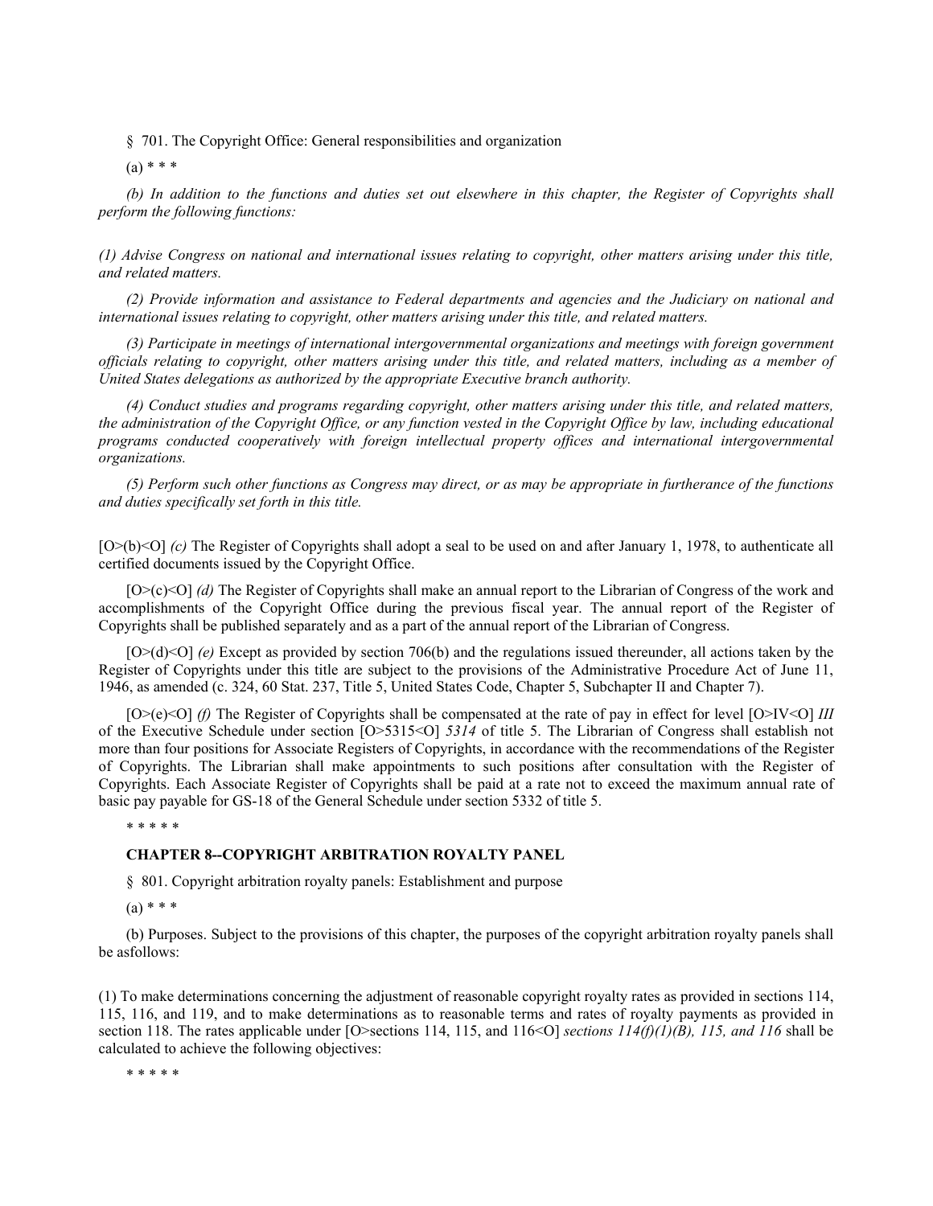§ 701. The Copyright Office: General responsibilities and organization

(a) * * *

*(b) In addition to the functions and duties set out elsewhere in this chapter, the Register of Copyrights shall perform the following functions:*

*(1) Advise Congress on national and international issues relating to copyright, other matters arising under this title, and related matters.*

*(2) Provide information and assistance to Federal departments and agencies and the Judiciary on national and international issues relating to copyright, other matters arising under this title, and related matters.*

*(3) Participate in meetings of international intergovernmental organizations and meetings with foreign government officials relating to copyright, other matters arising under this title, and related matters, including as a member of United States delegations as authorized by the appropriate Executive branch authority.*

*(4) Conduct studies and programs regarding copyright, other matters arising under this title, and related matters, the administration of the Copyright Office, or any function vested in the Copyright Office by law, including educational programs conducted cooperatively with foreign intellectual property offices and international intergovernmental organizations.*

*(5) Perform such other functions as Congress may direct, or as may be appropriate in furtherance of the functions and duties specifically set forth in this title.*

[O>(b)<O] *(c)* The Register of Copyrights shall adopt a seal to be used on and after January 1, 1978, to authenticate all certified documents issued by the Copyright Office.

[O>(c)<O] *(d)* The Register of Copyrights shall make an annual report to the Librarian of Congress of the work and accomplishments of the Copyright Office during the previous fiscal year. The annual report of the Register of Copyrights shall be published separately and as a part of the annual report of the Librarian of Congress.

[O>(d)<O] *(e)* Except as provided by section 706(b) and the regulations issued thereunder, all actions taken by the Register of Copyrights under this title are subject to the provisions of the Administrative Procedure Act of June 11, 1946, as amended (c. 324, 60 Stat. 237, Title 5, United States Code, Chapter 5, Subchapter II and Chapter 7).

[O>(e)<O] *(f)* The Register of Copyrights shall be compensated at the rate of pay in effect for level [O>IV<O] *III* of the Executive Schedule under section [O>5315<O] *5314* of title 5. The Librarian of Congress shall establish not more than four positions for Associate Registers of Copyrights, in accordance with the recommendations of the Register of Copyrights. The Librarian shall make appointments to such positions after consultation with the Register of Copyrights. Each Associate Register of Copyrights shall be paid at a rate not to exceed the maximum annual rate of basic pay payable for GS-18 of the General Schedule under section 5332 of title 5.

* * * * *

**CHAPTER 8--COPYRIGHT ARBITRATION ROYALTY PANEL**

§ 801. Copyright arbitration royalty panels: Establishment and purpose

(a) * * *

(b) Purposes. Subject to the provisions of this chapter, the purposes of the copyright arbitration royalty panels shall be asfollows:

(1) To make determinations concerning the adjustment of reasonable copyright royalty rates as provided in sections 114, 115, 116, and 119, and to make determinations as to reasonable terms and rates of royalty payments as provided in section 118. The rates applicable under [O>sections 114, 115, and 116<O] *sections 114(f)(1)(B), 115, and 116* shall be calculated to achieve the following objectives:

* * * * *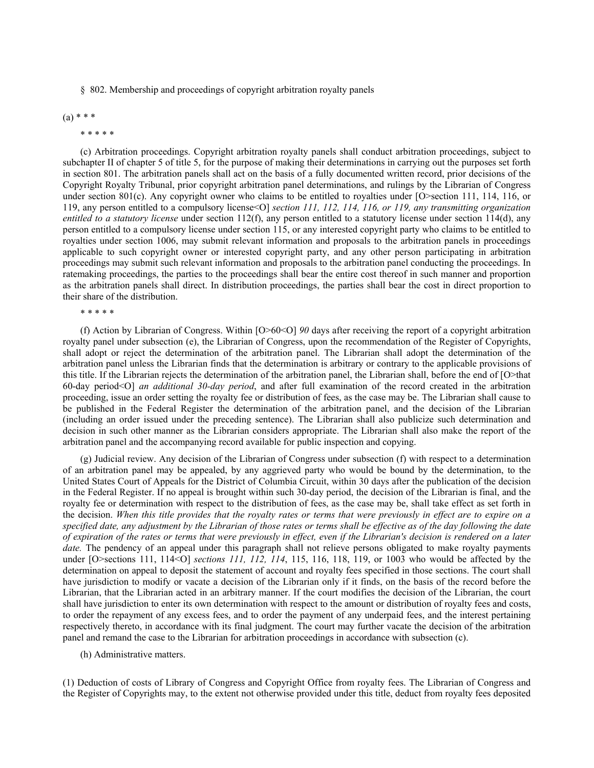§ 802. Membership and proceedings of copyright arbitration royalty panels

(a) * * *

* * * * *

(c) Arbitration proceedings. Copyright arbitration royalty panels shall conduct arbitration proceedings, subject to subchapter II of chapter 5 of title 5, for the purpose of making their determinations in carrying out the purposes set forth in section 801. The arbitration panels shall act on the basis of a fully documented written record, prior decisions of the Copyright Royalty Tribunal, prior copyright arbitration panel determinations, and rulings by the Librarian of Congress under section 801(c). Any copyright owner who claims to be entitled to royalties under [O>section 111, 114, 116, or 119, any person entitled to a compulsory license<O] *section 111, 112, 114, 116, or 119, any transmitting organization entitled to a statutory license* under section 112(f), any person entitled to a statutory license under section 114(d), any person entitled to a compulsory license under section 115, or any interested copyright party who claims to be entitled to royalties under section 1006, may submit relevant information and proposals to the arbitration panels in proceedings applicable to such copyright owner or interested copyright party, and any other person participating in arbitration proceedings may submit such relevant information and proposals to the arbitration panel conducting the proceedings. In ratemaking proceedings, the parties to the proceedings shall bear the entire cost thereof in such manner and proportion as the arbitration panels shall direct. In distribution proceedings, the parties shall bear the cost in direct proportion to their share of the distribution.

* * * * *

(f) Action by Librarian of Congress. Within [O>60<O] *90* days after receiving the report of a copyright arbitration royalty panel under subsection (e), the Librarian of Congress, upon the recommendation of the Register of Copyrights, shall adopt or reject the determination of the arbitration panel. The Librarian shall adopt the determination of the arbitration panel unless the Librarian finds that the determination is arbitrary or contrary to the applicable provisions of this title. If the Librarian rejects the determination of the arbitration panel, the Librarian shall, before the end of [O>that 60-day period<O] *an additional 30-day period*, and after full examination of the record created in the arbitration proceeding, issue an order setting the royalty fee or distribution of fees, as the case may be. The Librarian shall cause to be published in the Federal Register the determination of the arbitration panel, and the decision of the Librarian (including an order issued under the preceding sentence). The Librarian shall also publicize such determination and decision in such other manner as the Librarian considers appropriate. The Librarian shall also make the report of the arbitration panel and the accompanying record available for public inspection and copying.

(g) Judicial review. Any decision of the Librarian of Congress under subsection (f) with respect to a determination of an arbitration panel may be appealed, by any aggrieved party who would be bound by the determination, to the United States Court of Appeals for the District of Columbia Circuit, within 30 days after the publication of the decision in the Federal Register. If no appeal is brought within such 30-day period, the decision of the Librarian is final, and the royalty fee or determination with respect to the distribution of fees, as the case may be, shall take effect as set forth in the decision. *When this title provides that the royalty rates or terms that were previously in effect are to expire on a specified date, any adjustment by the Librarian of those rates or terms shall be effective as of the day following the date of expiration of the rates or terms that were previously in effect, even if the Librarian's decision is rendered on a later date.* The pendency of an appeal under this paragraph shall not relieve persons obligated to make royalty payments under [O>sections 111, 114<O] *sections 111, 112, 114*, 115, 116, 118, 119, or 1003 who would be affected by the determination on appeal to deposit the statement of account and royalty fees specified in those sections. The court shall have jurisdiction to modify or vacate a decision of the Librarian only if it finds, on the basis of the record before the Librarian, that the Librarian acted in an arbitrary manner. If the court modifies the decision of the Librarian, the court shall have jurisdiction to enter its own determination with respect to the amount or distribution of royalty fees and costs, to order the repayment of any excess fees, and to order the payment of any underpaid fees, and the interest pertaining respectively thereto, in accordance with its final judgment. The court may further vacate the decision of the arbitration panel and remand the case to the Librarian for arbitration proceedings in accordance with subsection (c).

(h) Administrative matters.

(1) Deduction of costs of Library of Congress and Copyright Office from royalty fees. The Librarian of Congress and the Register of Copyrights may, to the extent not otherwise provided under this title, deduct from royalty fees deposited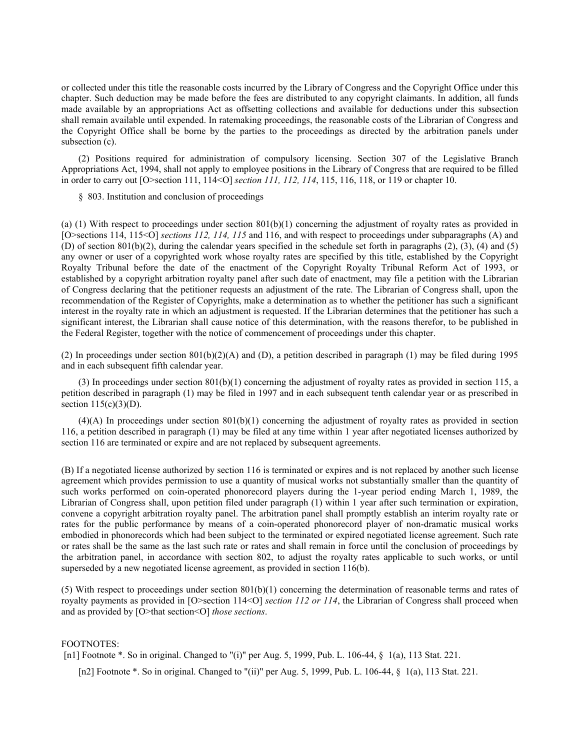or collected under this title the reasonable costs incurred by the Library of Congress and the Copyright Office under this chapter. Such deduction may be made before the fees are distributed to any copyright claimants. In addition, all funds made available by an appropriations Act as offsetting collections and available for deductions under this subsection shall remain available until expended. In ratemaking proceedings, the reasonable costs of the Librarian of Congress and the Copyright Office shall be borne by the parties to the proceedings as directed by the arbitration panels under subsection (c).

(2) Positions required for administration of compulsory licensing. Section 307 of the Legislative Branch Appropriations Act, 1994, shall not apply to employee positions in the Library of Congress that are required to be filled in order to carry out [O>section 111, 114<O] *section 111, 112, 114*, 115, 116, 118, or 119 or chapter 10.

§ 803. Institution and conclusion of proceedings

(a) (1) With respect to proceedings under section 801(b)(1) concerning the adjustment of royalty rates as provided in [O>sections 114, 115<O] *sections 112, 114, 115* and 116, and with respect to proceedings under subparagraphs (A) and (D) of section 801(b)(2), during the calendar years specified in the schedule set forth in paragraphs (2), (3), (4) and (5) any owner or user of a copyrighted work whose royalty rates are specified by this title, established by the Copyright Royalty Tribunal before the date of the enactment of the Copyright Royalty Tribunal Reform Act of 1993, or established by a copyright arbitration royalty panel after such date of enactment, may file a petition with the Librarian of Congress declaring that the petitioner requests an adjustment of the rate. The Librarian of Congress shall, upon the recommendation of the Register of Copyrights, make a determination as to whether the petitioner has such a significant interest in the royalty rate in which an adjustment is requested. If the Librarian determines that the petitioner has such a significant interest, the Librarian shall cause notice of this determination, with the reasons therefor, to be published in the Federal Register, together with the notice of commencement of proceedings under this chapter.

(2) In proceedings under section 801(b)(2)(A) and (D), a petition described in paragraph (1) may be filed during 1995 and in each subsequent fifth calendar year.

(3) In proceedings under section 801(b)(1) concerning the adjustment of royalty rates as provided in section 115, a petition described in paragraph (1) may be filed in 1997 and in each subsequent tenth calendar year or as prescribed in section 115(c)(3)(D).

(4)(A) In proceedings under section 801(b)(1) concerning the adjustment of royalty rates as provided in section 116, a petition described in paragraph (1) may be filed at any time within 1 year after negotiated licenses authorized by section 116 are terminated or expire and are not replaced by subsequent agreements.

(B) If a negotiated license authorized by section 116 is terminated or expires and is not replaced by another such license agreement which provides permission to use a quantity of musical works not substantially smaller than the quantity of such works performed on coin-operated phonorecord players during the 1-year period ending March 1, 1989, the Librarian of Congress shall, upon petition filed under paragraph (1) within 1 year after such termination or expiration, convene a copyright arbitration royalty panel. The arbitration panel shall promptly establish an interim royalty rate or rates for the public performance by means of a coin-operated phonorecord player of non-dramatic musical works embodied in phonorecords which had been subject to the terminated or expired negotiated license agreement. Such rate or rates shall be the same as the last such rate or rates and shall remain in force until the conclusion of proceedings by the arbitration panel, in accordance with section 802, to adjust the royalty rates applicable to such works, or until superseded by a new negotiated license agreement, as provided in section 116(b).

(5) With respect to proceedings under section 801(b)(1) concerning the determination of reasonable terms and rates of royalty payments as provided in [O>section 114<O] *section 112 or 114*, the Librarian of Congress shall proceed when and as provided by [O>that section<O] *those sections*.

FOOTNOTES:

[n1] Footnote *. So in original. Changed to "(i)" per Aug. 5, 1999, Pub. L. 106-44, § 1(a), 113 Stat. 221.

[n2] Footnote *. So in original. Changed to "(ii)" per Aug. 5, 1999, Pub. L. 106-44, § 1(a), 113 Stat. 221.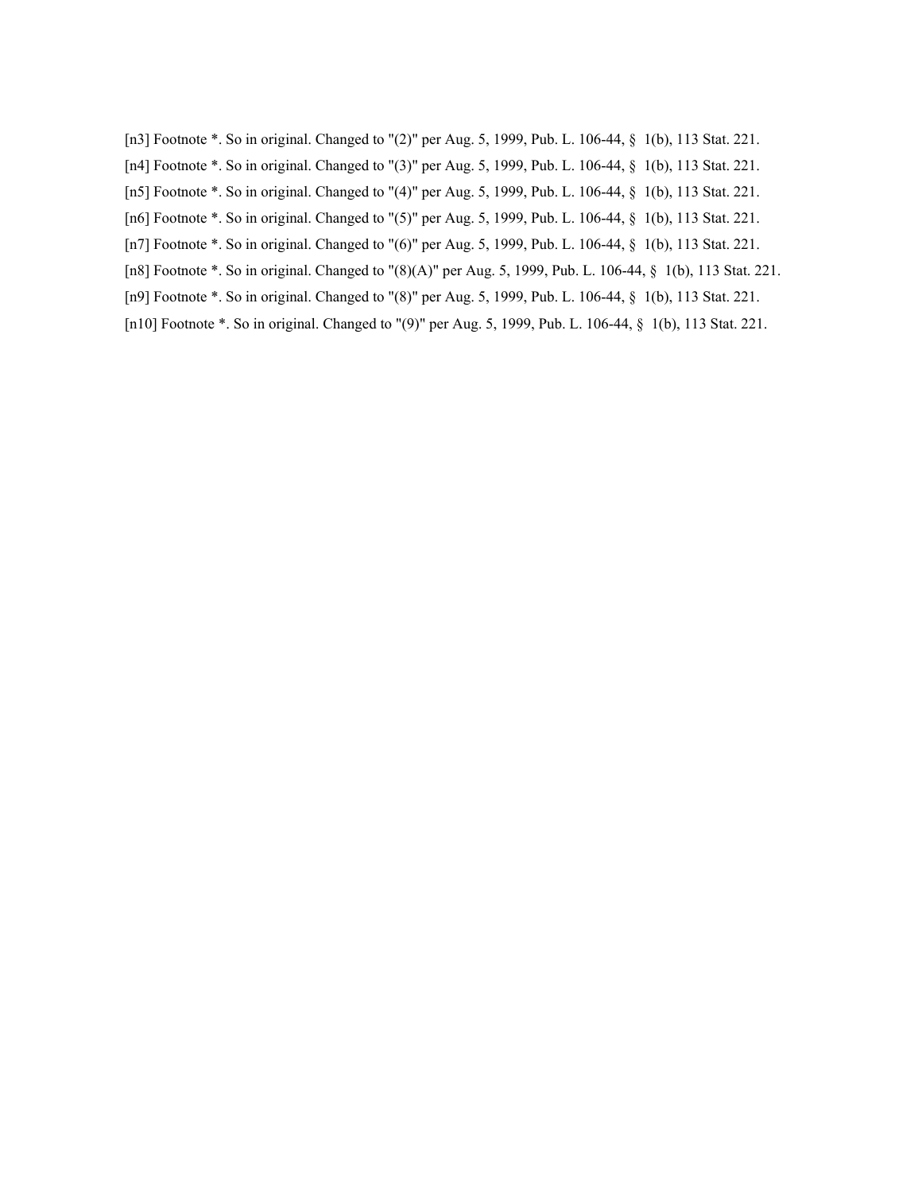[n3] Footnote *. So in original. Changed to "(2)" per Aug. 5, 1999, Pub. L. 106-44, § 1(b), 113 Stat. 221.

[n4] Footnote *. So in original. Changed to "(3)" per Aug. 5, 1999, Pub. L. 106-44, § 1(b), 113 Stat. 221.

[n5] Footnote *. So in original. Changed to "(4)" per Aug. 5, 1999, Pub. L. 106-44, § 1(b), 113 Stat. 221.

[n6] Footnote *. So in original. Changed to "(5)" per Aug. 5, 1999, Pub. L. 106-44, § 1(b), 113 Stat. 221.

[n7] Footnote *. So in original. Changed to "(6)" per Aug. 5, 1999, Pub. L. 106-44, § 1(b), 113 Stat. 221.

[n8] Footnote *. So in original. Changed to "(8)(A)" per Aug. 5, 1999, Pub. L. 106-44, § 1(b), 113 Stat. 221.

[n9] Footnote *. So in original. Changed to "(8)" per Aug. 5, 1999, Pub. L. 106-44, § 1(b), 113 Stat. 221.

[n10] Footnote *. So in original. Changed to "(9)" per Aug. 5, 1999, Pub. L. 106-44, § 1(b), 113 Stat. 221.